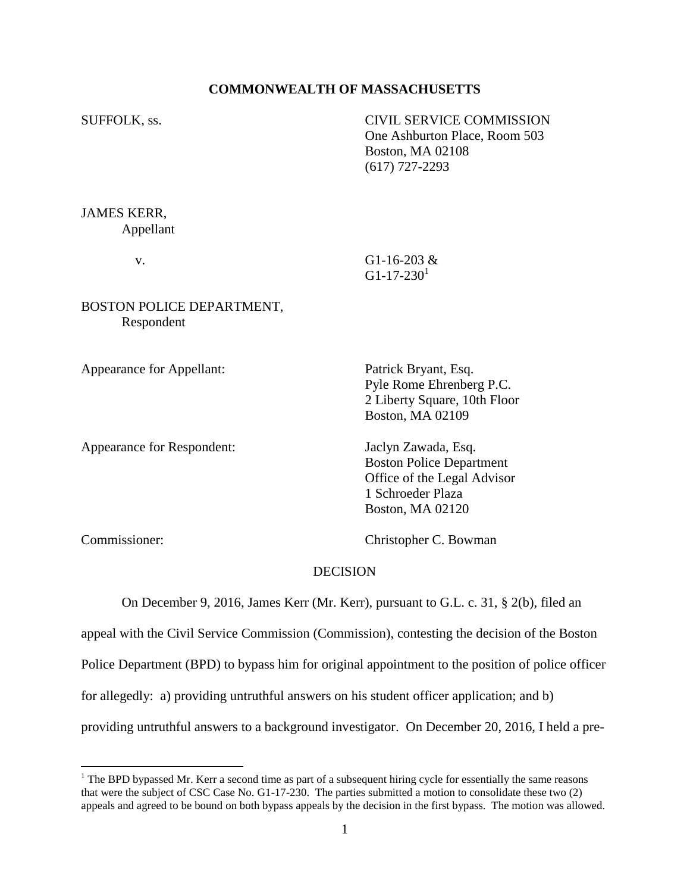**COMMONWEALTH OF MASSACHUSETTS**

SUFFOLK, ss.

CIVIL SERVICE COMMISSION
One Ashburton Place, Room 503
Boston, MA 02108
(617) 727-2293

JAMES KERR,
Appellant

v.

G1-16-203 &
G1-17-230[1]

BOSTON POLICE DEPARTMENT,
Respondent

Appearance for Appellant:

Patrick Bryant, Esq.
Pyle Rome Ehrenberg P.C.
2 Liberty Square, 10th Floor
Boston, MA 02109

Appearance for Respondent:

Jaclyn Zawada, Esq.
Boston Police Department
Office of the Legal Advisor
1 Schroeder Plaza
Boston, MA 02120

Commissioner:

Christopher C. Bowman

DECISION

On December 9, 2016, James Kerr (Mr. Kerr), pursuant to G.L. c. 31, § 2(b), filed an appeal with the Civil Service Commission (Commission), contesting the decision of the Boston Police Department (BPD) to bypass him for original appointment to the position of police officer for allegedly: a) providing untruthful answers on his student officer application; and b) providing untruthful answers to a background investigator. On December 20, 2016, I held a pre-

[1] The BPD bypassed Mr. Kerr a second time as part of a subsequent hiring cycle for essentially the same reasons that were the subject of CSC Case No. G1-17-230. The parties submitted a motion to consolidate these two (2) appeals and agreed to be bound on both bypass appeals by the decision in the first bypass. The motion was allowed.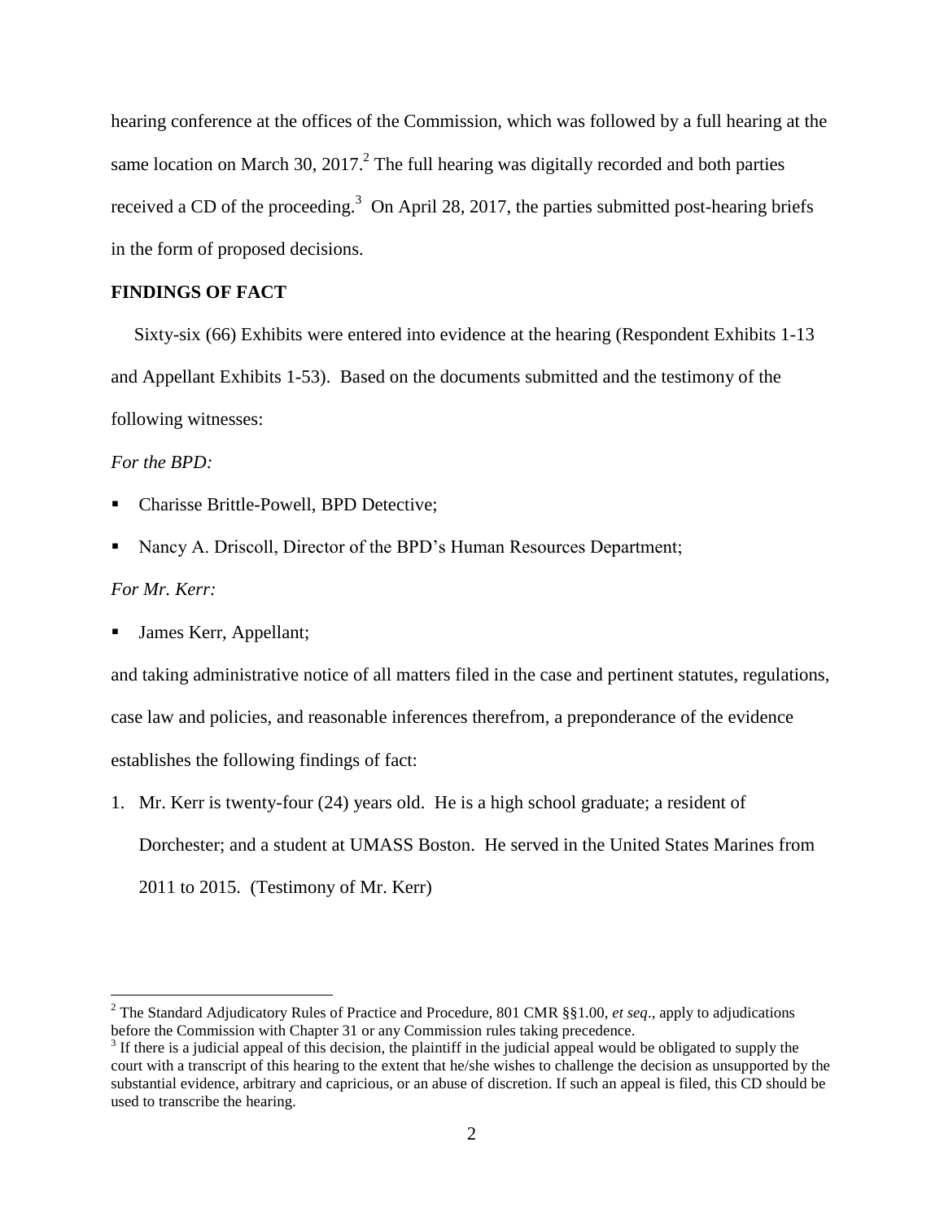hearing conference at the offices of the Commission, which was followed by a full hearing at the same location on March 30, 2017.[2] The full hearing was digitally recorded and both parties received a CD of the proceeding.[3] On April 28, 2017, the parties submitted post-hearing briefs in the form of proposed decisions.

## FINDINGS OF FACT

Sixty-six (66) Exhibits were entered into evidence at the hearing (Respondent Exhibits 1-13 and Appellant Exhibits 1-53). Based on the documents submitted and the testimony of the following witnesses:

*For the BPD:*

- Charisse Brittle-Powell, BPD Detective;
- Nancy A. Driscoll, Director of the BPD's Human Resources Department;

*For Mr. Kerr:*

- James Kerr, Appellant;

and taking administrative notice of all matters filed in the case and pertinent statutes, regulations, case law and policies, and reasonable inferences therefrom, a preponderance of the evidence establishes the following findings of fact:

1. Mr. Kerr is twenty-four (24) years old. He is a high school graduate; a resident of Dorchester; and a student at UMASS Boston. He served in the United States Marines from 2011 to 2015. (Testimony of Mr. Kerr)

---

[2] The Standard Adjudicatory Rules of Practice and Procedure, 801 CMR §§1.00, *et seq*., apply to adjudications before the Commission with Chapter 31 or any Commission rules taking precedence.

[3] If there is a judicial appeal of this decision, the plaintiff in the judicial appeal would be obligated to supply the court with a transcript of this hearing to the extent that he/she wishes to challenge the decision as unsupported by the substantial evidence, arbitrary and capricious, or an abuse of discretion. If such an appeal is filed, this CD should be used to transcribe the hearing.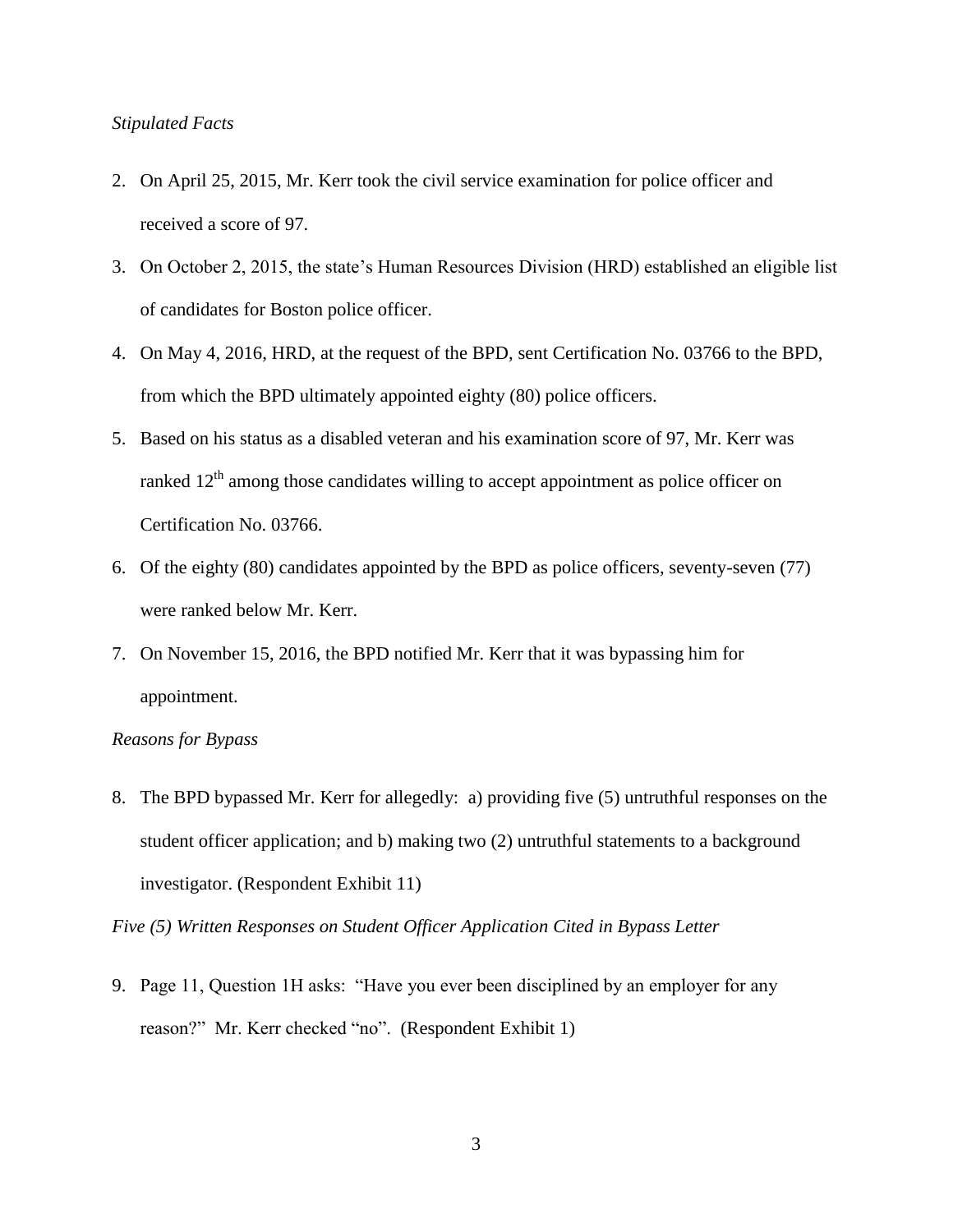*Stipulated Facts*

2. On April 25, 2015, Mr. Kerr took the civil service examination for police officer and received a score of 97.
3. On October 2, 2015, the state's Human Resources Division (HRD) established an eligible list of candidates for Boston police officer.
4. On May 4, 2016, HRD, at the request of the BPD, sent Certification No. 03766 to the BPD, from which the BPD ultimately appointed eighty (80) police officers.
5. Based on his status as a disabled veteran and his examination score of 97, Mr. Kerr was ranked 12th among those candidates willing to accept appointment as police officer on Certification No. 03766.
6. Of the eighty (80) candidates appointed by the BPD as police officers, seventy-seven (77) were ranked below Mr. Kerr.
7. On November 15, 2016, the BPD notified Mr. Kerr that it was bypassing him for appointment.

*Reasons for Bypass*

8. The BPD bypassed Mr. Kerr for allegedly: a) providing five (5) untruthful responses on the student officer application; and b) making two (2) untruthful statements to a background investigator. (Respondent Exhibit 11)

*Five (5) Written Responses on Student Officer Application Cited in Bypass Letter*

9. Page 11, Question 1H asks: "Have you ever been disciplined by an employer for any reason?" Mr. Kerr checked "no". (Respondent Exhibit 1)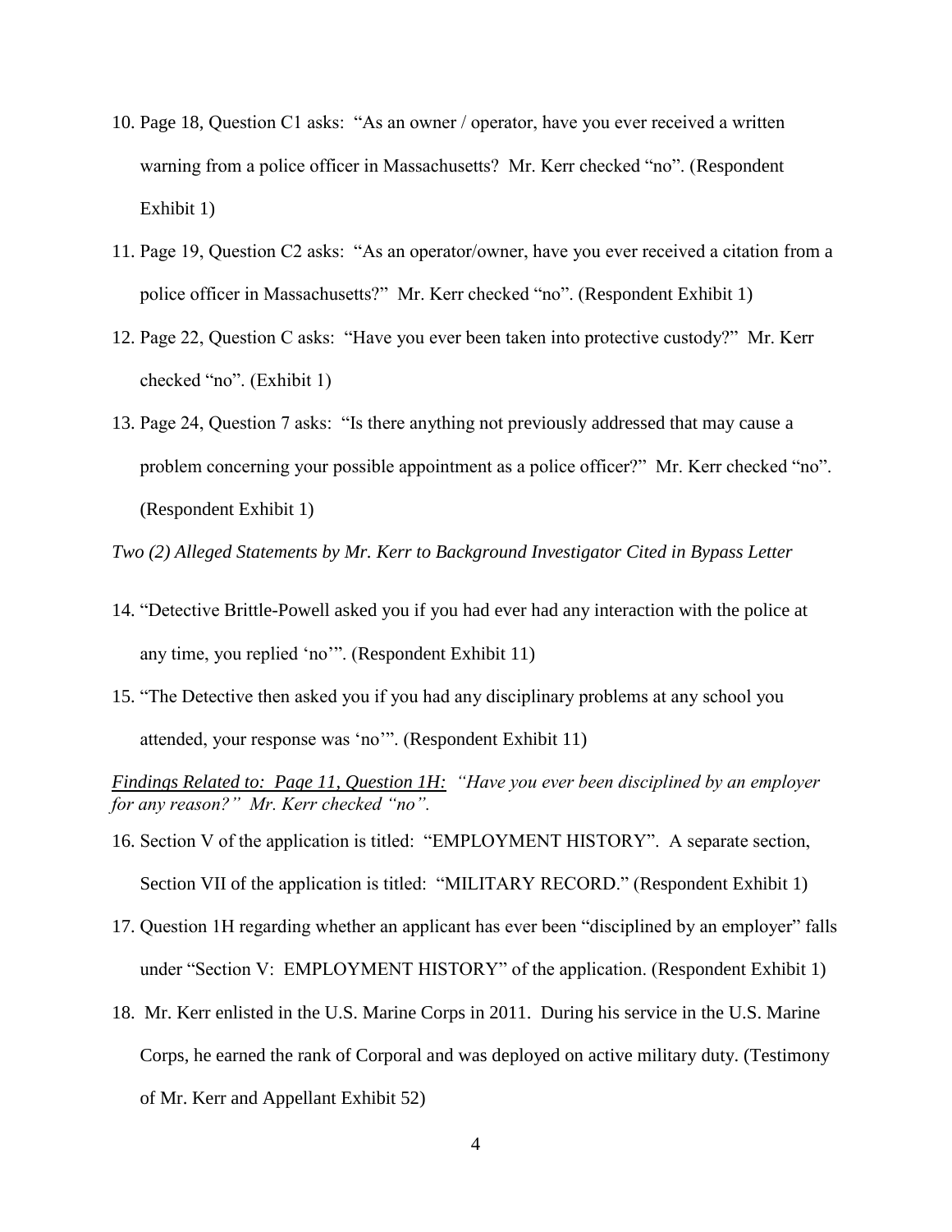10. Page 18, Question C1 asks: "As an owner / operator, have you ever received a written warning from a police officer in Massachusetts? Mr. Kerr checked "no". (Respondent Exhibit 1)
11. Page 19, Question C2 asks: "As an operator/owner, have you ever received a citation from a police officer in Massachusetts?" Mr. Kerr checked "no". (Respondent Exhibit 1)
12. Page 22, Question C asks: "Have you ever been taken into protective custody?" Mr. Kerr checked "no". (Exhibit 1)
13. Page 24, Question 7 asks: "Is there anything not previously addressed that may cause a problem concerning your possible appointment as a police officer?" Mr. Kerr checked "no". (Respondent Exhibit 1)

*Two (2) Alleged Statements by Mr. Kerr to Background Investigator Cited in Bypass Letter*

14. "Detective Brittle-Powell asked you if you had ever had any interaction with the police at any time, you replied 'no'". (Respondent Exhibit 11)
15. "The Detective then asked you if you had any disciplinary problems at any school you attended, your response was 'no'". (Respondent Exhibit 11)

*<u>Findings Related to: Page 11, Question 1H:</u> "Have you ever been disciplined by an employer for any reason?" Mr. Kerr checked "no".*

16. Section V of the application is titled: "EMPLOYMENT HISTORY". A separate section, Section VII of the application is titled: "MILITARY RECORD." (Respondent Exhibit 1)
17. Question 1H regarding whether an applicant has ever been "disciplined by an employer" falls under "Section V: EMPLOYMENT HISTORY" of the application. (Respondent Exhibit 1)
18. Mr. Kerr enlisted in the U.S. Marine Corps in 2011. During his service in the U.S. Marine Corps, he earned the rank of Corporal and was deployed on active military duty. (Testimony of Mr. Kerr and Appellant Exhibit 52)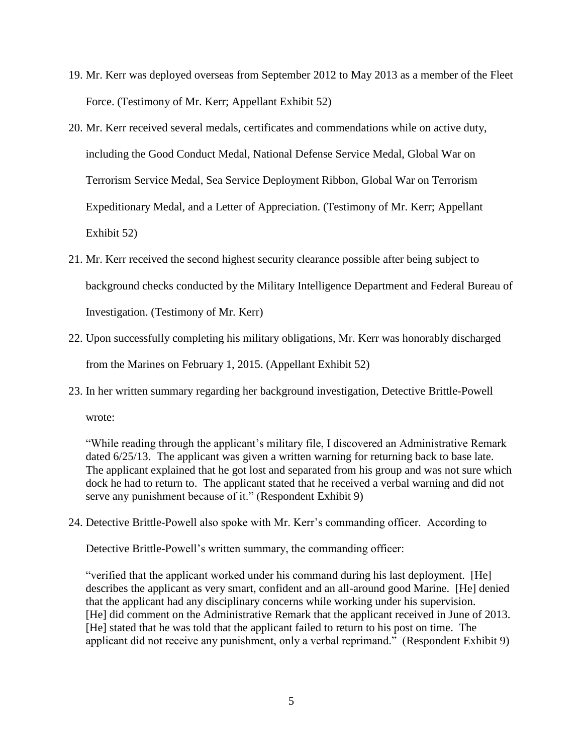19. Mr. Kerr was deployed overseas from September 2012 to May 2013 as a member of the Fleet Force. (Testimony of Mr. Kerr; Appellant Exhibit 52)

20. Mr. Kerr received several medals, certificates and commendations while on active duty, including the Good Conduct Medal, National Defense Service Medal, Global War on Terrorism Service Medal, Sea Service Deployment Ribbon, Global War on Terrorism Expeditionary Medal, and a Letter of Appreciation. (Testimony of Mr. Kerr; Appellant Exhibit 52)

21. Mr. Kerr received the second highest security clearance possible after being subject to background checks conducted by the Military Intelligence Department and Federal Bureau of Investigation. (Testimony of Mr. Kerr)

22. Upon successfully completing his military obligations, Mr. Kerr was honorably discharged from the Marines on February 1, 2015. (Appellant Exhibit 52)

23. In her written summary regarding her background investigation, Detective Brittle-Powell wrote:

    "While reading through the applicant's military file, I discovered an Administrative Remark dated 6/25/13. The applicant was given a written warning for returning back to base late. The applicant explained that he got lost and separated from his group and was not sure which dock he had to return to. The applicant stated that he received a verbal warning and did not serve any punishment because of it." (Respondent Exhibit 9)

24. Detective Brittle-Powell also spoke with Mr. Kerr's commanding officer. According to Detective Brittle-Powell's written summary, the commanding officer:

    "verified that the applicant worked under his command during his last deployment. [He] describes the applicant as very smart, confident and an all-around good Marine. [He] denied that the applicant had any disciplinary concerns while working under his supervision. [He] did comment on the Administrative Remark that the applicant received in June of 2013. [He] stated that he was told that the applicant failed to return to his post on time. The applicant did not receive any punishment, only a verbal reprimand." (Respondent Exhibit 9)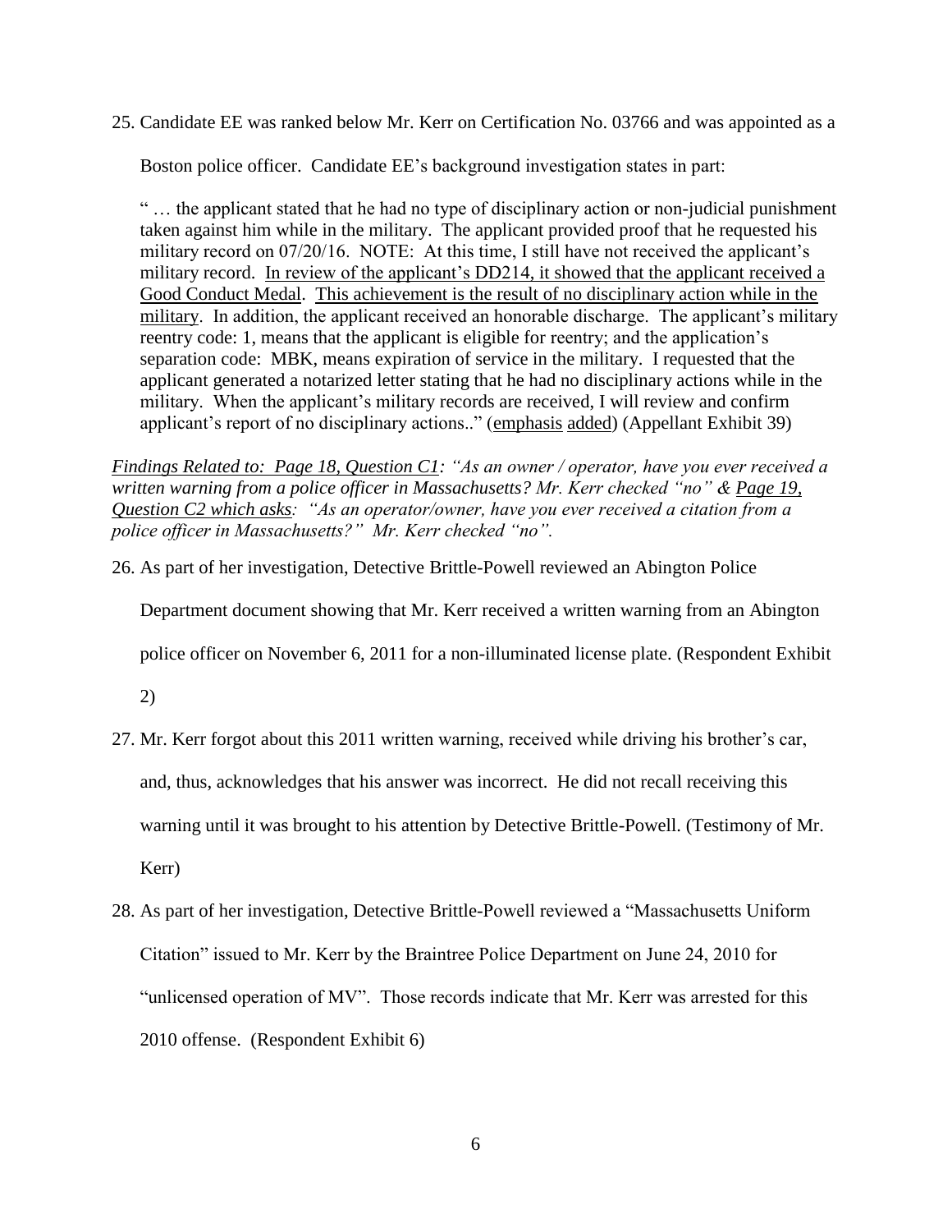25. Candidate EE was ranked below Mr. Kerr on Certification No. 03766 and was appointed as a Boston police officer. Candidate EE's background investigation states in part:

    " … the applicant stated that he had no type of disciplinary action or non-judicial punishment taken against him while in the military. The applicant provided proof that he requested his military record on 07/20/16. NOTE: At this time, I still have not received the applicant's military record. <u>In review of the applicant's DD214, it showed that the applicant received a Good Conduct Medal</u>. <u>This achievement is the result of no disciplinary action while in the military</u>. In addition, the applicant received an honorable discharge. The applicant's military reentry code: 1, means that the applicant is eligible for reentry; and the application's separation code: MBK, means expiration of service in the military. I requested that the applicant generated a notarized letter stating that he had no disciplinary actions while in the military. When the applicant's military records are received, I will review and confirm applicant's report of no disciplinary actions.." (<u>emphasis</u> <u>added</u>) (Appellant Exhibit 39)

*<u>Findings Related to: Page 18, Question C1</u>: "As an owner / operator, have you ever received a written warning from a police officer in Massachusetts? Mr. Kerr checked "no" & <u>Page 19, Question C2 which asks</u>: "As an operator/owner, have you ever received a citation from a police officer in Massachusetts?" Mr. Kerr checked "no".*

26. As part of her investigation, Detective Brittle-Powell reviewed an Abington Police Department document showing that Mr. Kerr received a written warning from an Abington police officer on November 6, 2011 for a non-illuminated license plate. (Respondent Exhibit 2)

27. Mr. Kerr forgot about this 2011 written warning, received while driving his brother's car, and, thus, acknowledges that his answer was incorrect. He did not recall receiving this warning until it was brought to his attention by Detective Brittle-Powell. (Testimony of Mr. Kerr)

28. As part of her investigation, Detective Brittle-Powell reviewed a "Massachusetts Uniform Citation" issued to Mr. Kerr by the Braintree Police Department on June 24, 2010 for "unlicensed operation of MV". Those records indicate that Mr. Kerr was arrested for this 2010 offense. (Respondent Exhibit 6)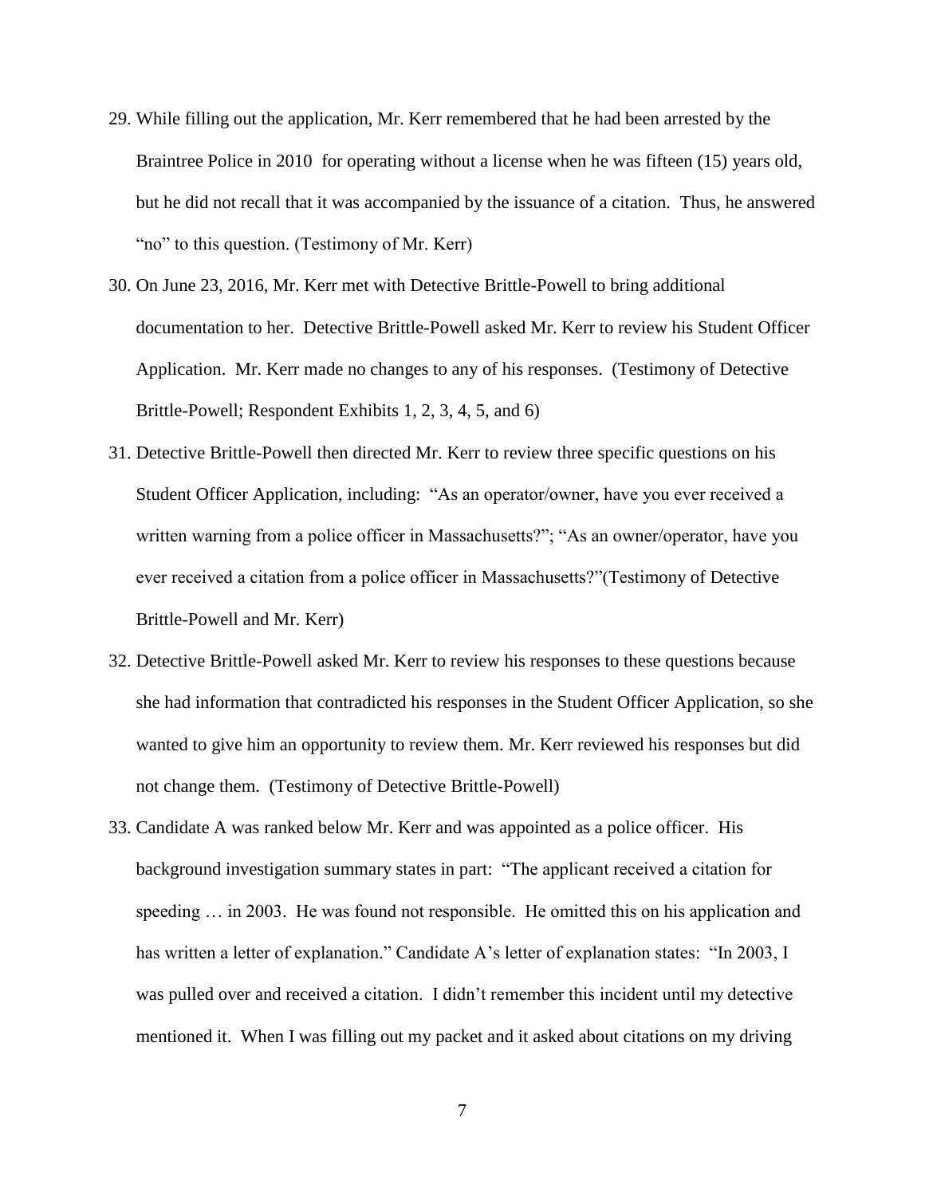29. While filling out the application, Mr. Kerr remembered that he had been arrested by the Braintree Police in 2010 for operating without a license when he was fifteen (15) years old, but he did not recall that it was accompanied by the issuance of a citation. Thus, he answered "no" to this question. (Testimony of Mr. Kerr)

30. On June 23, 2016, Mr. Kerr met with Detective Brittle-Powell to bring additional documentation to her. Detective Brittle-Powell asked Mr. Kerr to review his Student Officer Application. Mr. Kerr made no changes to any of his responses. (Testimony of Detective Brittle-Powell; Respondent Exhibits 1, 2, 3, 4, 5, and 6)

31. Detective Brittle-Powell then directed Mr. Kerr to review three specific questions on his Student Officer Application, including: "As an operator/owner, have you ever received a written warning from a police officer in Massachusetts?"; "As an owner/operator, have you ever received a citation from a police officer in Massachusetts?"(Testimony of Detective Brittle-Powell and Mr. Kerr)

32. Detective Brittle-Powell asked Mr. Kerr to review his responses to these questions because she had information that contradicted his responses in the Student Officer Application, so she wanted to give him an opportunity to review them. Mr. Kerr reviewed his responses but did not change them. (Testimony of Detective Brittle-Powell)

33. Candidate A was ranked below Mr. Kerr and was appointed as a police officer. His background investigation summary states in part: "The applicant received a citation for speeding … in 2003. He was found not responsible. He omitted this on his application and has written a letter of explanation." Candidate A's letter of explanation states: "In 2003, I was pulled over and received a citation. I didn't remember this incident until my detective mentioned it. When I was filling out my packet and it asked about citations on my driving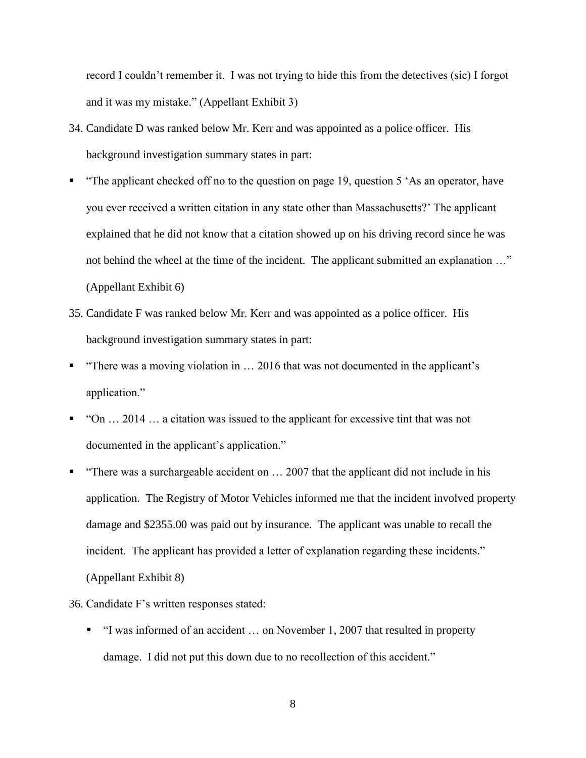record I couldn't remember it. I was not trying to hide this from the detectives (sic) I forgot and it was my mistake." (Appellant Exhibit 3)

34. Candidate D was ranked below Mr. Kerr and was appointed as a police officer. His background investigation summary states in part:

- "The applicant checked off no to the question on page 19, question 5 'As an operator, have you ever received a written citation in any state other than Massachusetts?' The applicant explained that he did not know that a citation showed up on his driving record since he was not behind the wheel at the time of the incident. The applicant submitted an explanation …" (Appellant Exhibit 6)

35. Candidate F was ranked below Mr. Kerr and was appointed as a police officer. His background investigation summary states in part:

- "There was a moving violation in … 2016 that was not documented in the applicant's application."
- "On … 2014 … a citation was issued to the applicant for excessive tint that was not documented in the applicant's application."
- "There was a surchargeable accident on … 2007 that the applicant did not include in his application. The Registry of Motor Vehicles informed me that the incident involved property damage and $2355.00 was paid out by insurance. The applicant was unable to recall the incident. The applicant has provided a letter of explanation regarding these incidents." (Appellant Exhibit 8)

36. Candidate F's written responses stated:

   - "I was informed of an accident … on November 1, 2007 that resulted in property damage. I did not put this down due to no recollection of this accident."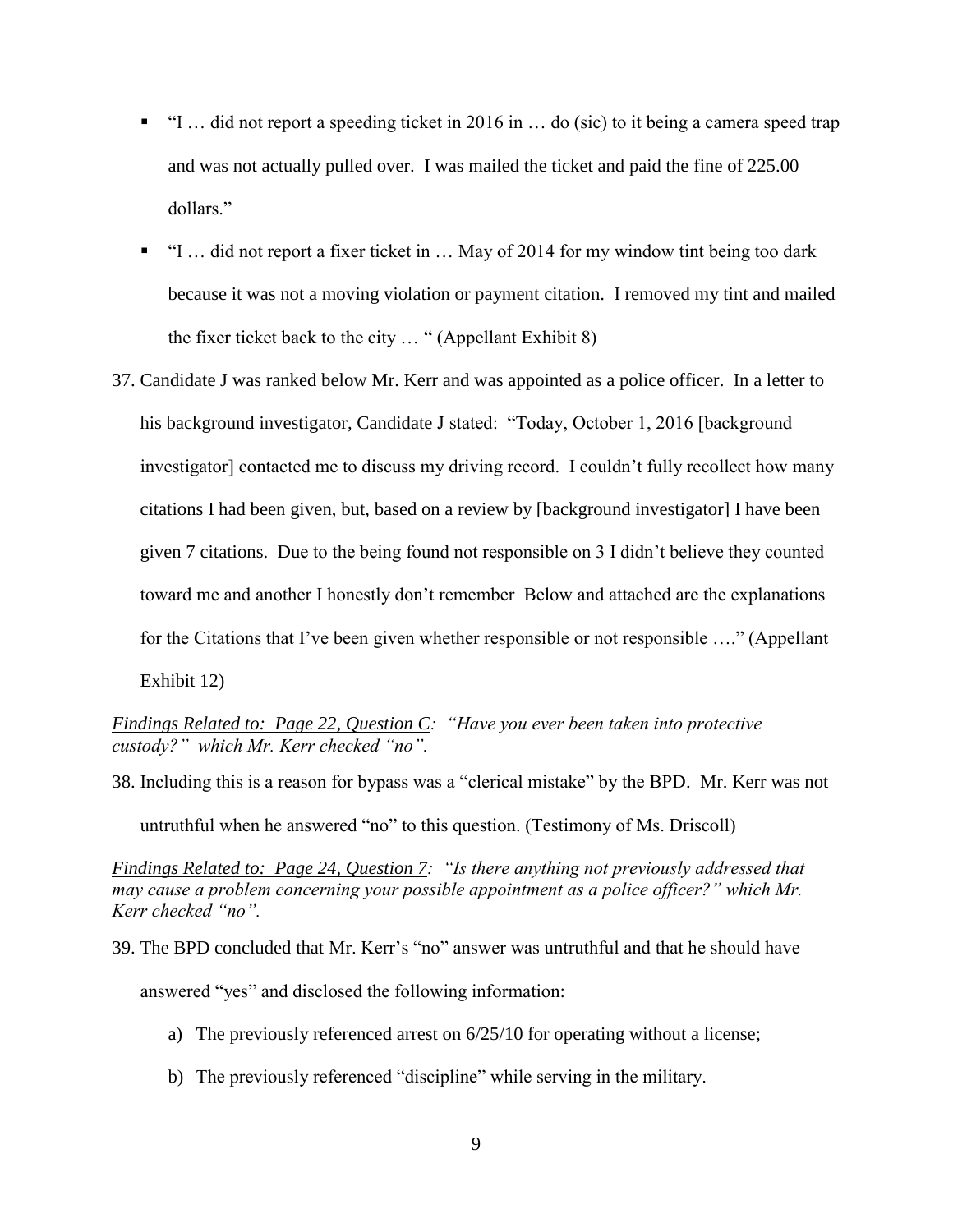- "I … did not report a speeding ticket in 2016 in … do (sic) to it being a camera speed trap and was not actually pulled over. I was mailed the ticket and paid the fine of 225.00 dollars."
- "I … did not report a fixer ticket in … May of 2014 for my window tint being too dark because it was not a moving violation or payment citation. I removed my tint and mailed the fixer ticket back to the city … " (Appellant Exhibit 8)

37. Candidate J was ranked below Mr. Kerr and was appointed as a police officer. In a letter to his background investigator, Candidate J stated: "Today, October 1, 2016 [background investigator] contacted me to discuss my driving record. I couldn't fully recollect how many citations I had been given, but, based on a review by [background investigator] I have been given 7 citations. Due to the being found not responsible on 3 I didn't believe they counted toward me and another I honestly don't remember Below and attached are the explanations for the Citations that I've been given whether responsible or not responsible …." (Appellant Exhibit 12)

*__Findings Related to: Page 22, Question C__: "Have you ever been taken into protective custody?" which Mr. Kerr checked "no".*

38. Including this is a reason for bypass was a "clerical mistake" by the BPD. Mr. Kerr was not untruthful when he answered "no" to this question. (Testimony of Ms. Driscoll)

*__Findings Related to: Page 24, Question 7__: "Is there anything not previously addressed that may cause a problem concerning your possible appointment as a police officer?" which Mr. Kerr checked "no".*

39. The BPD concluded that Mr. Kerr's "no" answer was untruthful and that he should have answered "yes" and disclosed the following information:

    a) The previously referenced arrest on 6/25/10 for operating without a license;

    b) The previously referenced "discipline" while serving in the military.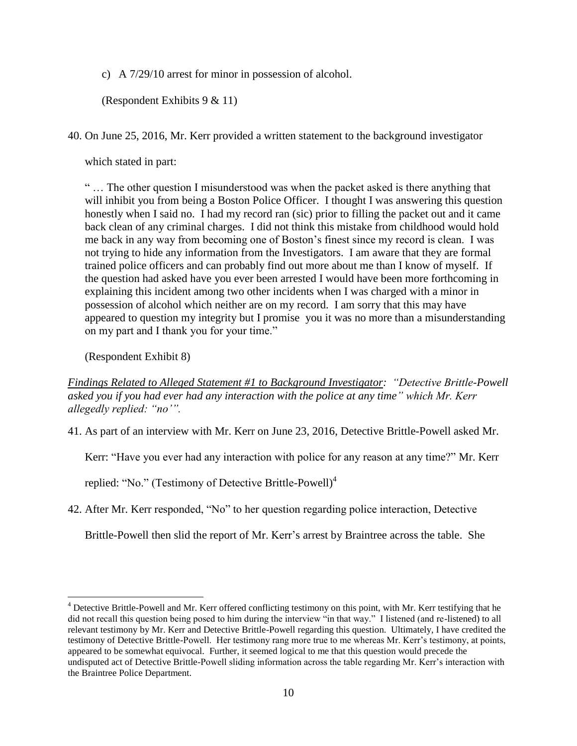c) A 7/29/10 arrest for minor in possession of alcohol.

(Respondent Exhibits 9 & 11)

40. On June 25, 2016, Mr. Kerr provided a written statement to the background investigator which stated in part:

" … The other question I misunderstood was when the packet asked is there anything that will inhibit you from being a Boston Police Officer. I thought I was answering this question honestly when I said no. I had my record ran (sic) prior to filling the packet out and it came back clean of any criminal charges. I did not think this mistake from childhood would hold me back in any way from becoming one of Boston's finest since my record is clean. I was not trying to hide any information from the Investigators. I am aware that they are formal trained police officers and can probably find out more about me than I know of myself. If the question had asked have you ever been arrested I would have been more forthcoming in explaining this incident among two other incidents when I was charged with a minor in possession of alcohol which neither are on my record. I am sorry that this may have appeared to question my integrity but I promise you it was no more than a misunderstanding on my part and I thank you for your time."

(Respondent Exhibit 8)

*__Findings Related to Alleged Statement #1 to Background Investigator__: "Detective Brittle-Powell asked you if you had ever had any interaction with the police at any time" which Mr. Kerr allegedly replied: "no'".*

41. As part of an interview with Mr. Kerr on June 23, 2016, Detective Brittle-Powell asked Mr. Kerr: "Have you ever had any interaction with police for any reason at any time?" Mr. Kerr replied: "No." (Testimony of Detective Brittle-Powell)[4]

42. After Mr. Kerr responded, "No" to her question regarding police interaction, Detective Brittle-Powell then slid the report of Mr. Kerr's arrest by Braintree across the table. She

[4] Detective Brittle-Powell and Mr. Kerr offered conflicting testimony on this point, with Mr. Kerr testifying that he did not recall this question being posed to him during the interview "in that way." I listened (and re-listened) to all relevant testimony by Mr. Kerr and Detective Brittle-Powell regarding this question. Ultimately, I have credited the testimony of Detective Brittle-Powell. Her testimony rang more true to me whereas Mr. Kerr's testimony, at points, appeared to be somewhat equivocal. Further, it seemed logical to me that this question would precede the undisputed act of Detective Brittle-Powell sliding information across the table regarding Mr. Kerr's interaction with the Braintree Police Department.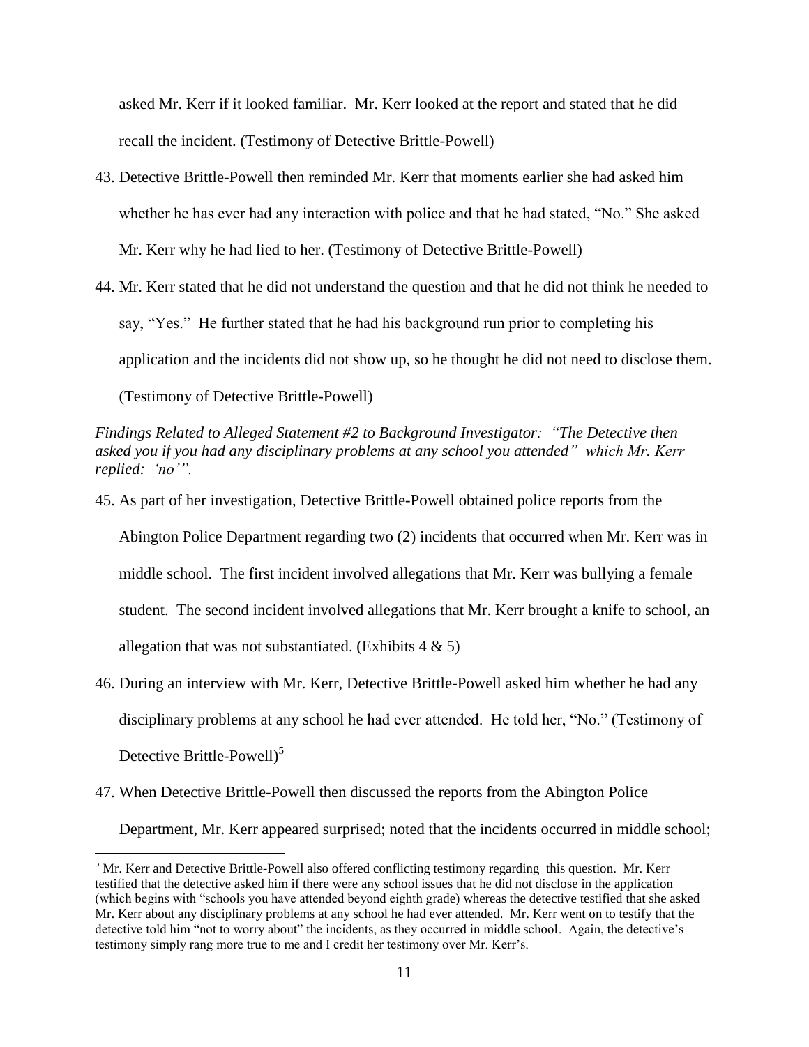asked Mr. Kerr if it looked familiar. Mr. Kerr looked at the report and stated that he did recall the incident. (Testimony of Detective Brittle-Powell)

43. Detective Brittle-Powell then reminded Mr. Kerr that moments earlier she had asked him whether he has ever had any interaction with police and that he had stated, "No." She asked Mr. Kerr why he had lied to her. (Testimony of Detective Brittle-Powell)

44. Mr. Kerr stated that he did not understand the question and that he did not think he needed to say, "Yes." He further stated that he had his background run prior to completing his application and the incidents did not show up, so he thought he did not need to disclose them. (Testimony of Detective Brittle-Powell)

*<u>Findings Related to Alleged Statement #2 to Background Investigator</u>: "The Detective then asked you if you had any disciplinary problems at any school you attended" which Mr. Kerr replied: 'no'".*

45. As part of her investigation, Detective Brittle-Powell obtained police reports from the Abington Police Department regarding two (2) incidents that occurred when Mr. Kerr was in middle school. The first incident involved allegations that Mr. Kerr was bullying a female student. The second incident involved allegations that Mr. Kerr brought a knife to school, an allegation that was not substantiated. (Exhibits 4 & 5)

46. During an interview with Mr. Kerr, Detective Brittle-Powell asked him whether he had any disciplinary problems at any school he had ever attended. He told her, "No." (Testimony of Detective Brittle-Powell)[5]

47. When Detective Brittle-Powell then discussed the reports from the Abington Police Department, Mr. Kerr appeared surprised; noted that the incidents occurred in middle school;

---

[5] Mr. Kerr and Detective Brittle-Powell also offered conflicting testimony regarding this question. Mr. Kerr testified that the detective asked him if there were any school issues that he did not disclose in the application (which begins with "schools you have attended beyond eighth grade) whereas the detective testified that she asked Mr. Kerr about any disciplinary problems at any school he had ever attended. Mr. Kerr went on to testify that the detective told him "not to worry about" the incidents, as they occurred in middle school. Again, the detective's testimony simply rang more true to me and I credit her testimony over Mr. Kerr's.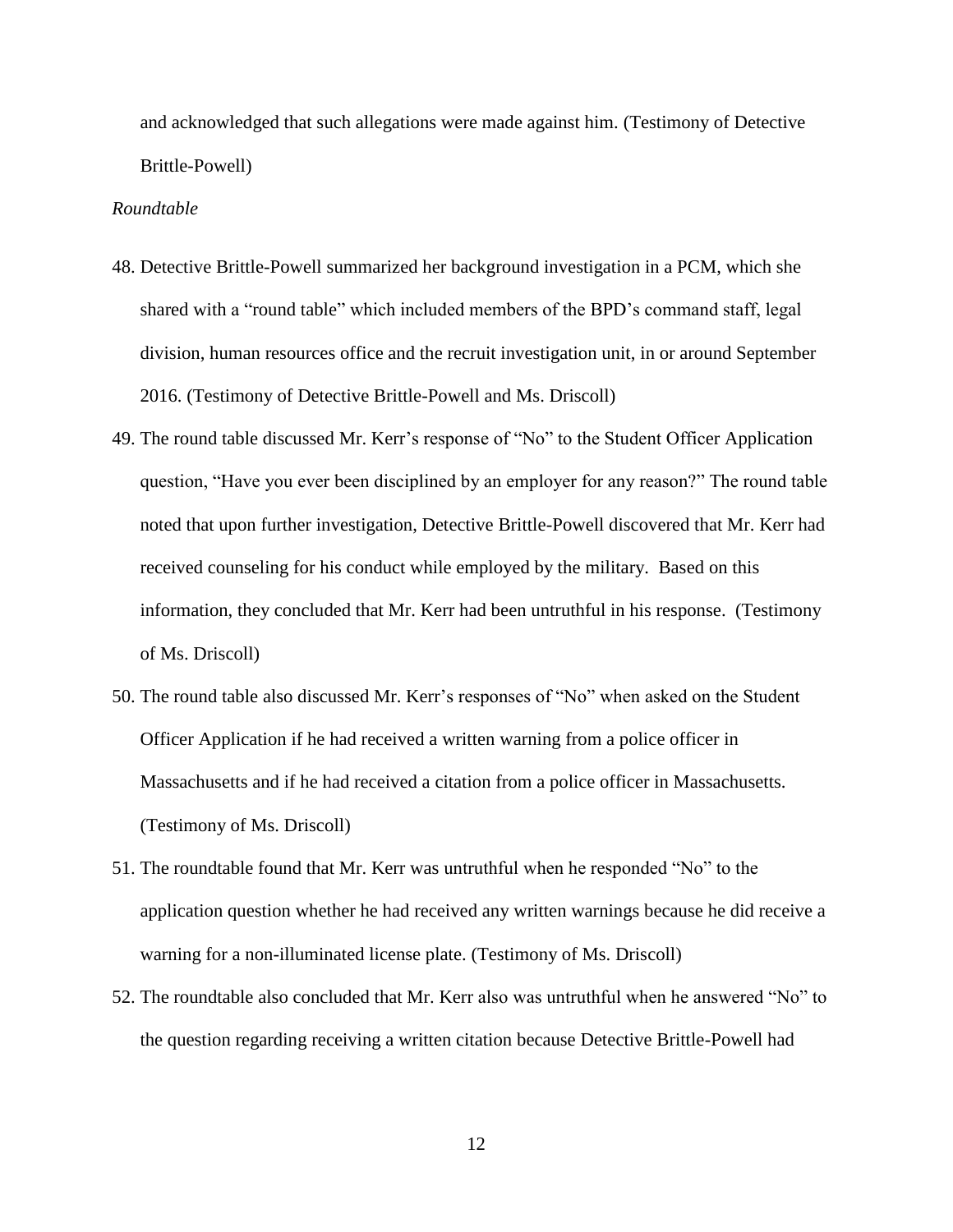and acknowledged that such allegations were made against him. (Testimony of Detective Brittle-Powell)

*Roundtable*

48. Detective Brittle-Powell summarized her background investigation in a PCM, which she shared with a "round table" which included members of the BPD's command staff, legal division, human resources office and the recruit investigation unit, in or around September 2016. (Testimony of Detective Brittle-Powell and Ms. Driscoll)
49. The round table discussed Mr. Kerr's response of "No" to the Student Officer Application question, "Have you ever been disciplined by an employer for any reason?" The round table noted that upon further investigation, Detective Brittle-Powell discovered that Mr. Kerr had received counseling for his conduct while employed by the military. Based on this information, they concluded that Mr. Kerr had been untruthful in his response. (Testimony of Ms. Driscoll)
50. The round table also discussed Mr. Kerr's responses of "No" when asked on the Student Officer Application if he had received a written warning from a police officer in Massachusetts and if he had received a citation from a police officer in Massachusetts. (Testimony of Ms. Driscoll)
51. The roundtable found that Mr. Kerr was untruthful when he responded "No" to the application question whether he had received any written warnings because he did receive a warning for a non-illuminated license plate. (Testimony of Ms. Driscoll)
52. The roundtable also concluded that Mr. Kerr also was untruthful when he answered "No" to the question regarding receiving a written citation because Detective Brittle-Powell had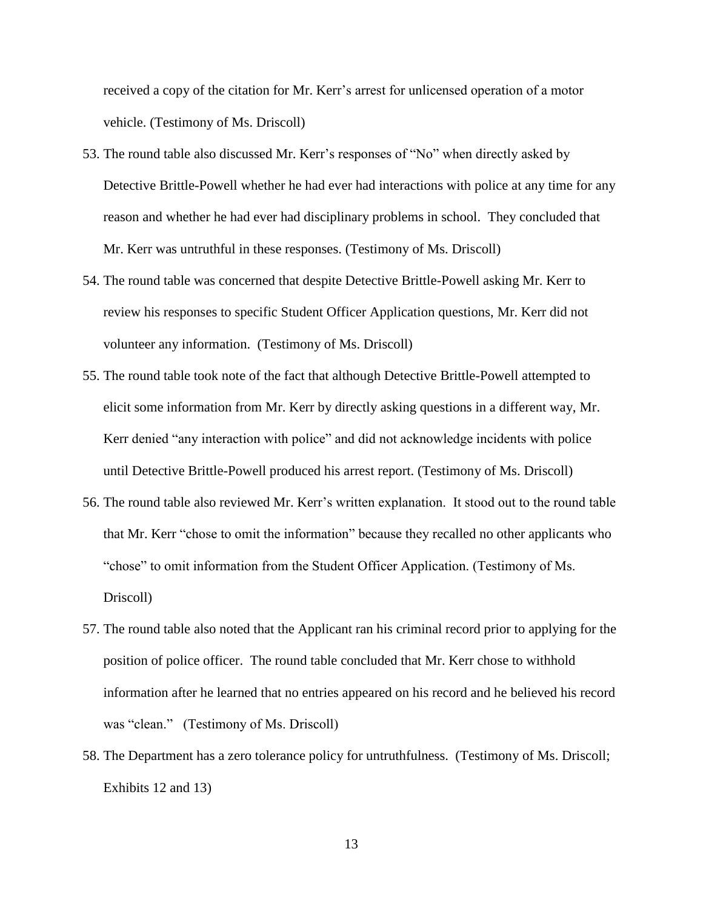received a copy of the citation for Mr. Kerr's arrest for unlicensed operation of a motor vehicle. (Testimony of Ms. Driscoll)

53. The round table also discussed Mr. Kerr's responses of "No" when directly asked by Detective Brittle-Powell whether he had ever had interactions with police at any time for any reason and whether he had ever had disciplinary problems in school. They concluded that Mr. Kerr was untruthful in these responses. (Testimony of Ms. Driscoll)
54. The round table was concerned that despite Detective Brittle-Powell asking Mr. Kerr to review his responses to specific Student Officer Application questions, Mr. Kerr did not volunteer any information. (Testimony of Ms. Driscoll)
55. The round table took note of the fact that although Detective Brittle-Powell attempted to elicit some information from Mr. Kerr by directly asking questions in a different way, Mr. Kerr denied "any interaction with police" and did not acknowledge incidents with police until Detective Brittle-Powell produced his arrest report. (Testimony of Ms. Driscoll)
56. The round table also reviewed Mr. Kerr's written explanation. It stood out to the round table that Mr. Kerr "chose to omit the information" because they recalled no other applicants who "chose" to omit information from the Student Officer Application. (Testimony of Ms. Driscoll)
57. The round table also noted that the Applicant ran his criminal record prior to applying for the position of police officer. The round table concluded that Mr. Kerr chose to withhold information after he learned that no entries appeared on his record and he believed his record was "clean." (Testimony of Ms. Driscoll)
58. The Department has a zero tolerance policy for untruthfulness. (Testimony of Ms. Driscoll; Exhibits 12 and 13)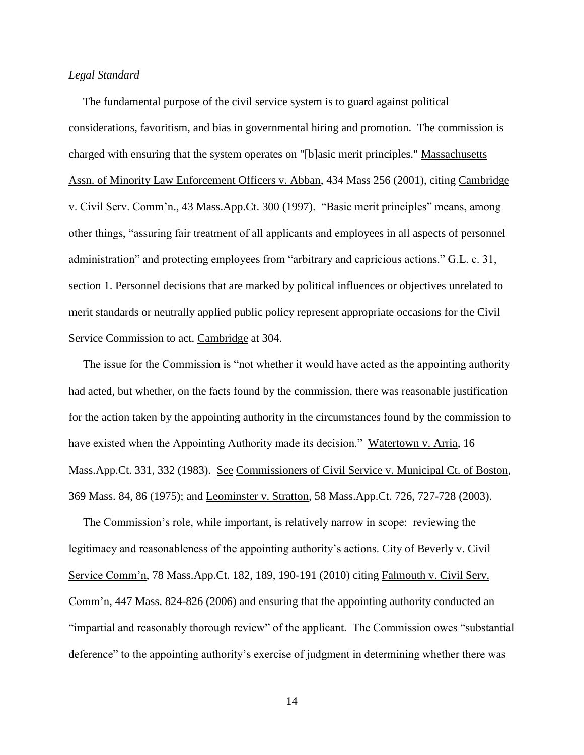*Legal Standard*

The fundamental purpose of the civil service system is to guard against political considerations, favoritism, and bias in governmental hiring and promotion. The commission is charged with ensuring that the system operates on "[b]asic merit principles." Massachusetts Assn. of Minority Law Enforcement Officers v. Abban, 434 Mass 256 (2001), citing Cambridge v. Civil Serv. Comm'n., 43 Mass.App.Ct. 300 (1997). "Basic merit principles" means, among other things, "assuring fair treatment of all applicants and employees in all aspects of personnel administration" and protecting employees from "arbitrary and capricious actions." G.L. c. 31, section 1. Personnel decisions that are marked by political influences or objectives unrelated to merit standards or neutrally applied public policy represent appropriate occasions for the Civil Service Commission to act. Cambridge at 304.

The issue for the Commission is "not whether it would have acted as the appointing authority had acted, but whether, on the facts found by the commission, there was reasonable justification for the action taken by the appointing authority in the circumstances found by the commission to have existed when the Appointing Authority made its decision." Watertown v. Arria, 16 Mass.App.Ct. 331, 332 (1983). See Commissioners of Civil Service v. Municipal Ct. of Boston, 369 Mass. 84, 86 (1975); and Leominster v. Stratton, 58 Mass.App.Ct. 726, 727-728 (2003).

The Commission's role, while important, is relatively narrow in scope: reviewing the legitimacy and reasonableness of the appointing authority's actions. City of Beverly v. Civil Service Comm'n, 78 Mass.App.Ct. 182, 189, 190-191 (2010) citing Falmouth v. Civil Serv. Comm'n, 447 Mass. 824-826 (2006) and ensuring that the appointing authority conducted an "impartial and reasonably thorough review" of the applicant. The Commission owes "substantial deference" to the appointing authority's exercise of judgment in determining whether there was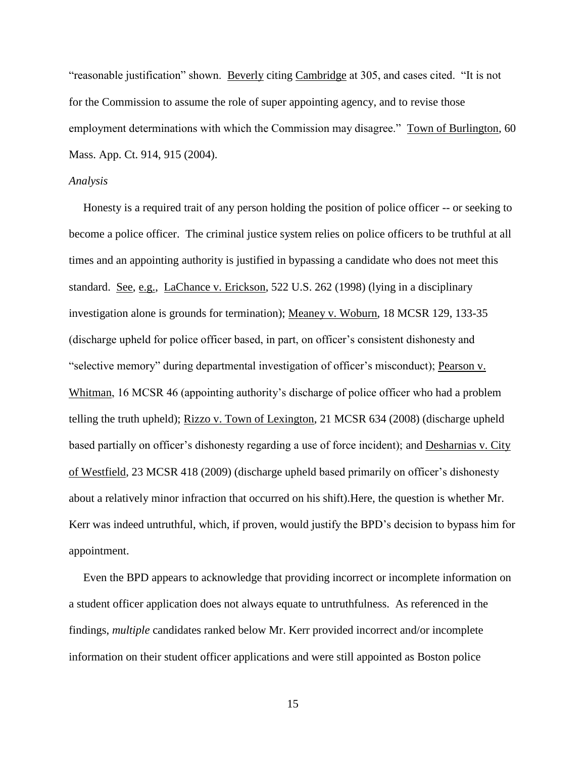"reasonable justification" shown. Beverly citing Cambridge at 305, and cases cited. "It is not for the Commission to assume the role of super appointing agency, and to revise those employment determinations with which the Commission may disagree." Town of Burlington, 60 Mass. App. Ct. 914, 915 (2004).

*Analysis*

Honesty is a required trait of any person holding the position of police officer -- or seeking to become a police officer. The criminal justice system relies on police officers to be truthful at all times and an appointing authority is justified in bypassing a candidate who does not meet this standard. See, e.g., LaChance v. Erickson, 522 U.S. 262 (1998) (lying in a disciplinary investigation alone is grounds for termination); Meaney v. Woburn, 18 MCSR 129, 133-35 (discharge upheld for police officer based, in part, on officer's consistent dishonesty and "selective memory" during departmental investigation of officer's misconduct); Pearson v. Whitman, 16 MCSR 46 (appointing authority's discharge of police officer who had a problem telling the truth upheld); Rizzo v. Town of Lexington, 21 MCSR 634 (2008) (discharge upheld based partially on officer's dishonesty regarding a use of force incident); and Desharnias v. City of Westfield, 23 MCSR 418 (2009) (discharge upheld based primarily on officer's dishonesty about a relatively minor infraction that occurred on his shift).Here, the question is whether Mr. Kerr was indeed untruthful, which, if proven, would justify the BPD's decision to bypass him for appointment.

Even the BPD appears to acknowledge that providing incorrect or incomplete information on a student officer application does not always equate to untruthfulness. As referenced in the findings, *multiple* candidates ranked below Mr. Kerr provided incorrect and/or incomplete information on their student officer applications and were still appointed as Boston police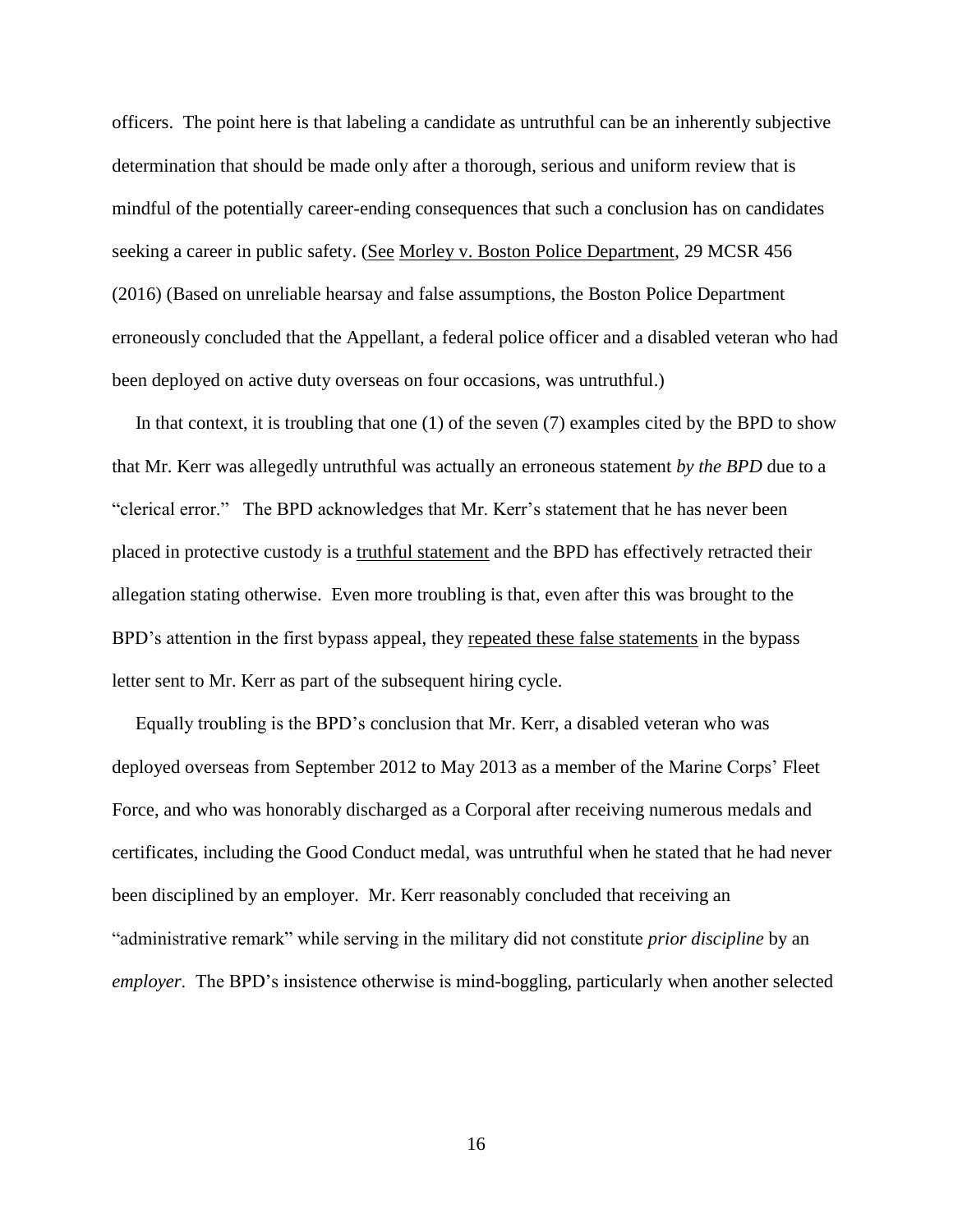officers. The point here is that labeling a candidate as untruthful can be an inherently subjective determination that should be made only after a thorough, serious and uniform review that is mindful of the potentially career-ending consequences that such a conclusion has on candidates seeking a career in public safety. (See Morley v. Boston Police Department, 29 MCSR 456 (2016) (Based on unreliable hearsay and false assumptions, the Boston Police Department erroneously concluded that the Appellant, a federal police officer and a disabled veteran who had been deployed on active duty overseas on four occasions, was untruthful.)

In that context, it is troubling that one (1) of the seven (7) examples cited by the BPD to show that Mr. Kerr was allegedly untruthful was actually an erroneous statement *by the BPD* due to a "clerical error." The BPD acknowledges that Mr. Kerr's statement that he has never been placed in protective custody is a truthful statement and the BPD has effectively retracted their allegation stating otherwise. Even more troubling is that, even after this was brought to the BPD's attention in the first bypass appeal, they repeated these false statements in the bypass letter sent to Mr. Kerr as part of the subsequent hiring cycle.

Equally troubling is the BPD's conclusion that Mr. Kerr, a disabled veteran who was deployed overseas from September 2012 to May 2013 as a member of the Marine Corps' Fleet Force, and who was honorably discharged as a Corporal after receiving numerous medals and certificates, including the Good Conduct medal, was untruthful when he stated that he had never been disciplined by an employer. Mr. Kerr reasonably concluded that receiving an "administrative remark" while serving in the military did not constitute *prior discipline* by an *employer*. The BPD's insistence otherwise is mind-boggling, particularly when another selected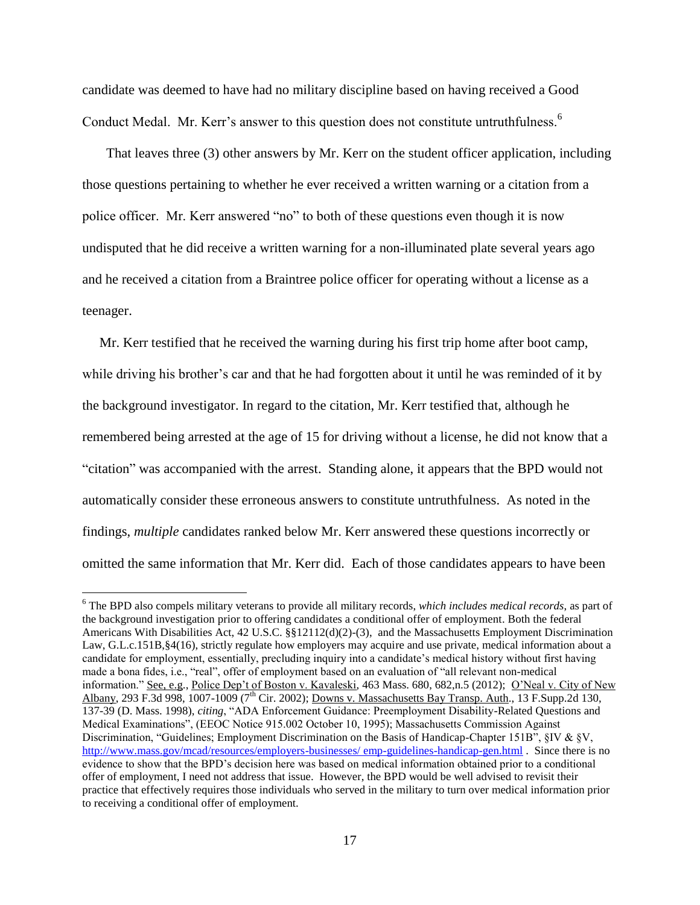candidate was deemed to have had no military discipline based on having received a Good Conduct Medal. Mr. Kerr's answer to this question does not constitute untruthfulness.[6]

That leaves three (3) other answers by Mr. Kerr on the student officer application, including those questions pertaining to whether he ever received a written warning or a citation from a police officer. Mr. Kerr answered "no" to both of these questions even though it is now undisputed that he did receive a written warning for a non-illuminated plate several years ago and he received a citation from a Braintree police officer for operating without a license as a teenager.

Mr. Kerr testified that he received the warning during his first trip home after boot camp, while driving his brother's car and that he had forgotten about it until he was reminded of it by the background investigator. In regard to the citation, Mr. Kerr testified that, although he remembered being arrested at the age of 15 for driving without a license, he did not know that a "citation" was accompanied with the arrest. Standing alone, it appears that the BPD would not automatically consider these erroneous answers to constitute untruthfulness. As noted in the findings, *multiple* candidates ranked below Mr. Kerr answered these questions incorrectly or omitted the same information that Mr. Kerr did. Each of those candidates appears to have been

---

[6] The BPD also compels military veterans to provide all military records, *which includes medical records*, as part of the background investigation prior to offering candidates a conditional offer of employment. Both the federal Americans With Disabilities Act, 42 U.S.C. §§12112(d)(2)-(3), and the Massachusetts Employment Discrimination Law, G.L.c.151B,§4(16), strictly regulate how employers may acquire and use private, medical information about a candidate for employment, essentially, precluding inquiry into a candidate's medical history without first having made a bona fides, i.e., "real", offer of employment based on an evaluation of "all relevant non-medical information." See, e.g., Police Dep't of Boston v. Kavaleski, 463 Mass. 680, 682,n.5 (2012); O'Neal v. City of New Albany, 293 F.3d 998, 1007-1009 (7th Cir. 2002); Downs v. Massachusetts Bay Transp. Auth., 13 F.Supp.2d 130, 137-39 (D. Mass. 1998), *citing*, "ADA Enforcement Guidance: Preemployment Disability-Related Questions and Medical Examinations", (EEOC Notice 915.002 October 10, 1995); Massachusetts Commission Against Discrimination, "Guidelines; Employment Discrimination on the Basis of Handicap-Chapter 151B", §IV & §V, http://www.mass.gov/mcad/resources/employers-businesses/ emp-guidelines-handicap-gen.html . Since there is no evidence to show that the BPD's decision here was based on medical information obtained prior to a conditional offer of employment, I need not address that issue. However, the BPD would be well advised to revisit their practice that effectively requires those individuals who served in the military to turn over medical information prior to receiving a conditional offer of employment.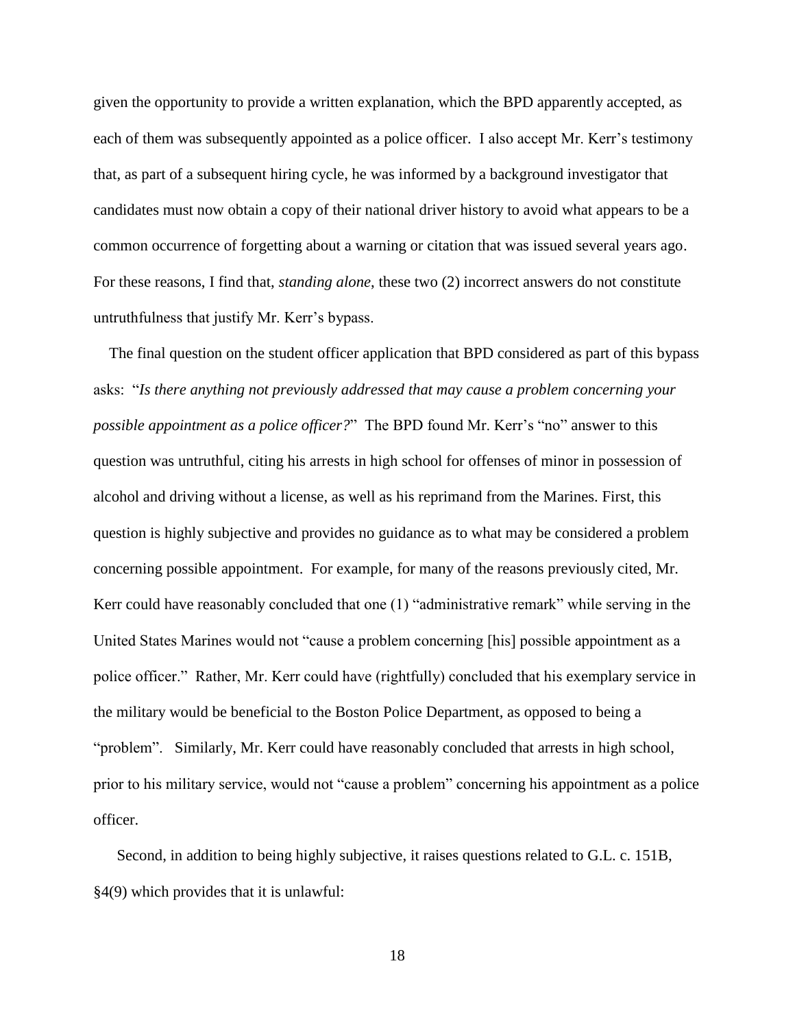given the opportunity to provide a written explanation, which the BPD apparently accepted, as each of them was subsequently appointed as a police officer. I also accept Mr. Kerr's testimony that, as part of a subsequent hiring cycle, he was informed by a background investigator that candidates must now obtain a copy of their national driver history to avoid what appears to be a common occurrence of forgetting about a warning or citation that was issued several years ago. For these reasons, I find that, *standing alone*, these two (2) incorrect answers do not constitute untruthfulness that justify Mr. Kerr's bypass.

The final question on the student officer application that BPD considered as part of this bypass asks: "*Is there anything not previously addressed that may cause a problem concerning your possible appointment as a police officer?*" The BPD found Mr. Kerr's "no" answer to this question was untruthful, citing his arrests in high school for offenses of minor in possession of alcohol and driving without a license, as well as his reprimand from the Marines. First, this question is highly subjective and provides no guidance as to what may be considered a problem concerning possible appointment. For example, for many of the reasons previously cited, Mr. Kerr could have reasonably concluded that one (1) "administrative remark" while serving in the United States Marines would not "cause a problem concerning [his] possible appointment as a police officer." Rather, Mr. Kerr could have (rightfully) concluded that his exemplary service in the military would be beneficial to the Boston Police Department, as opposed to being a "problem". Similarly, Mr. Kerr could have reasonably concluded that arrests in high school, prior to his military service, would not "cause a problem" concerning his appointment as a police officer.

Second, in addition to being highly subjective, it raises questions related to G.L. c. 151B, §4(9) which provides that it is unlawful: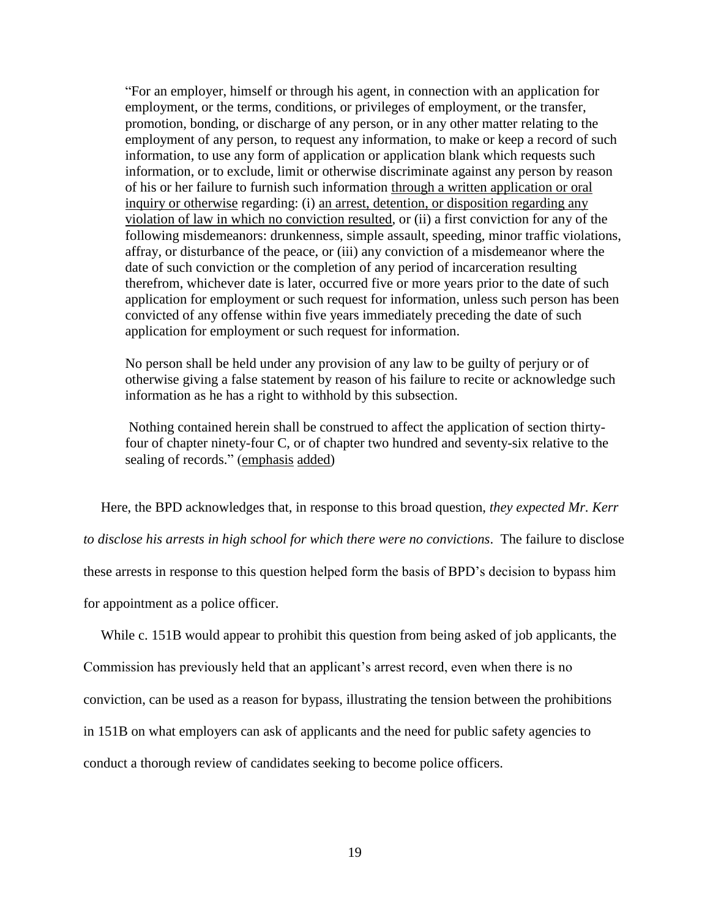> "For an employer, himself or through his agent, in connection with an application for employment, or the terms, conditions, or privileges of employment, or the transfer, promotion, bonding, or discharge of any person, or in any other matter relating to the employment of any person, to request any information, to make or keep a record of such information, to use any form of application or application blank which requests such information, or to exclude, limit or otherwise discriminate against any person by reason of his or her failure to furnish such information <u>through a written application or oral inquiry or otherwise</u> regarding: (i) <u>an arrest, detention, or disposition regarding any violation of law in which no conviction resulted</u>, or (ii) a first conviction for any of the following misdemeanors: drunkenness, simple assault, speeding, minor traffic violations, affray, or disturbance of the peace, or (iii) any conviction of a misdemeanor where the date of such conviction or the completion of any period of incarceration resulting therefrom, whichever date is later, occurred five or more years prior to the date of such application for employment or such request for information, unless such person has been convicted of any offense within five years immediately preceding the date of such application for employment or such request for information.
>
> No person shall be held under any provision of any law to be guilty of perjury or of otherwise giving a false statement by reason of his failure to recite or acknowledge such information as he has a right to withhold by this subsection.
>
> Nothing contained herein shall be construed to affect the application of section thirty-four of chapter ninety-four C, or of chapter two hundred and seventy-six relative to the sealing of records." (<u>emphasis added</u>)

Here, the BPD acknowledges that, in response to this broad question, *they expected Mr. Kerr to disclose his arrests in high school for which there were no convictions*. The failure to disclose these arrests in response to this question helped form the basis of BPD's decision to bypass him for appointment as a police officer.

While c. 151B would appear to prohibit this question from being asked of job applicants, the Commission has previously held that an applicant's arrest record, even when there is no conviction, can be used as a reason for bypass, illustrating the tension between the prohibitions in 151B on what employers can ask of applicants and the need for public safety agencies to conduct a thorough review of candidates seeking to become police officers.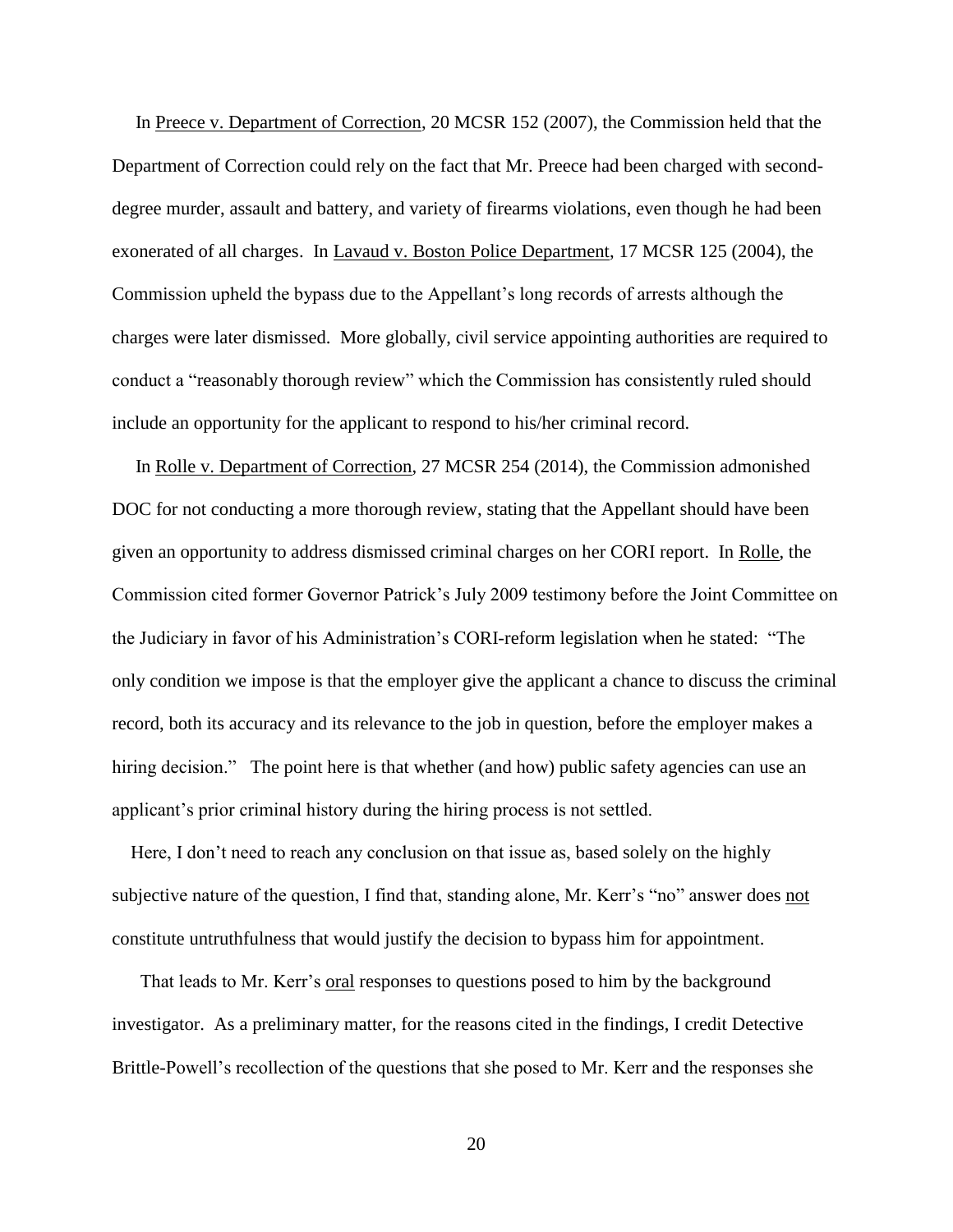In Preece v. Department of Correction, 20 MCSR 152 (2007), the Commission held that the Department of Correction could rely on the fact that Mr. Preece had been charged with second-degree murder, assault and battery, and variety of firearms violations, even though he had been exonerated of all charges. In Lavaud v. Boston Police Department, 17 MCSR 125 (2004), the Commission upheld the bypass due to the Appellant's long records of arrests although the charges were later dismissed. More globally, civil service appointing authorities are required to conduct a "reasonably thorough review" which the Commission has consistently ruled should include an opportunity for the applicant to respond to his/her criminal record.

In Rolle v. Department of Correction, 27 MCSR 254 (2014), the Commission admonished DOC for not conducting a more thorough review, stating that the Appellant should have been given an opportunity to address dismissed criminal charges on her CORI report. In Rolle, the Commission cited former Governor Patrick's July 2009 testimony before the Joint Committee on the Judiciary in favor of his Administration's CORI-reform legislation when he stated: "The only condition we impose is that the employer give the applicant a chance to discuss the criminal record, both its accuracy and its relevance to the job in question, before the employer makes a hiring decision." The point here is that whether (and how) public safety agencies can use an applicant's prior criminal history during the hiring process is not settled.

Here, I don't need to reach any conclusion on that issue as, based solely on the highly subjective nature of the question, I find that, standing alone, Mr. Kerr's "no" answer does not constitute untruthfulness that would justify the decision to bypass him for appointment.

That leads to Mr. Kerr's oral responses to questions posed to him by the background investigator. As a preliminary matter, for the reasons cited in the findings, I credit Detective Brittle-Powell's recollection of the questions that she posed to Mr. Kerr and the responses she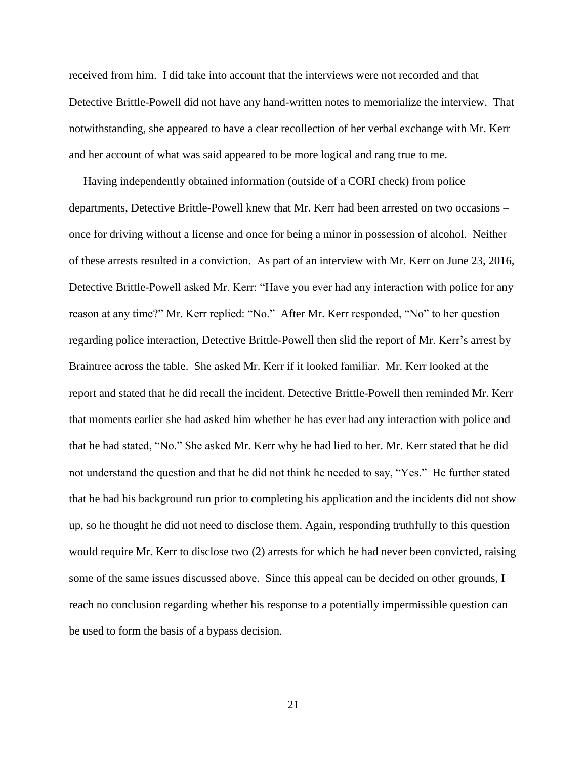received from him. I did take into account that the interviews were not recorded and that Detective Brittle-Powell did not have any hand-written notes to memorialize the interview. That notwithstanding, she appeared to have a clear recollection of her verbal exchange with Mr. Kerr and her account of what was said appeared to be more logical and rang true to me.

Having independently obtained information (outside of a CORI check) from police departments, Detective Brittle-Powell knew that Mr. Kerr had been arrested on two occasions – once for driving without a license and once for being a minor in possession of alcohol. Neither of these arrests resulted in a conviction. As part of an interview with Mr. Kerr on June 23, 2016, Detective Brittle-Powell asked Mr. Kerr: "Have you ever had any interaction with police for any reason at any time?" Mr. Kerr replied: "No." After Mr. Kerr responded, "No" to her question regarding police interaction, Detective Brittle-Powell then slid the report of Mr. Kerr's arrest by Braintree across the table. She asked Mr. Kerr if it looked familiar. Mr. Kerr looked at the report and stated that he did recall the incident. Detective Brittle-Powell then reminded Mr. Kerr that moments earlier she had asked him whether he has ever had any interaction with police and that he had stated, "No." She asked Mr. Kerr why he had lied to her. Mr. Kerr stated that he did not understand the question and that he did not think he needed to say, "Yes." He further stated that he had his background run prior to completing his application and the incidents did not show up, so he thought he did not need to disclose them. Again, responding truthfully to this question would require Mr. Kerr to disclose two (2) arrests for which he had never been convicted, raising some of the same issues discussed above. Since this appeal can be decided on other grounds, I reach no conclusion regarding whether his response to a potentially impermissible question can be used to form the basis of a bypass decision.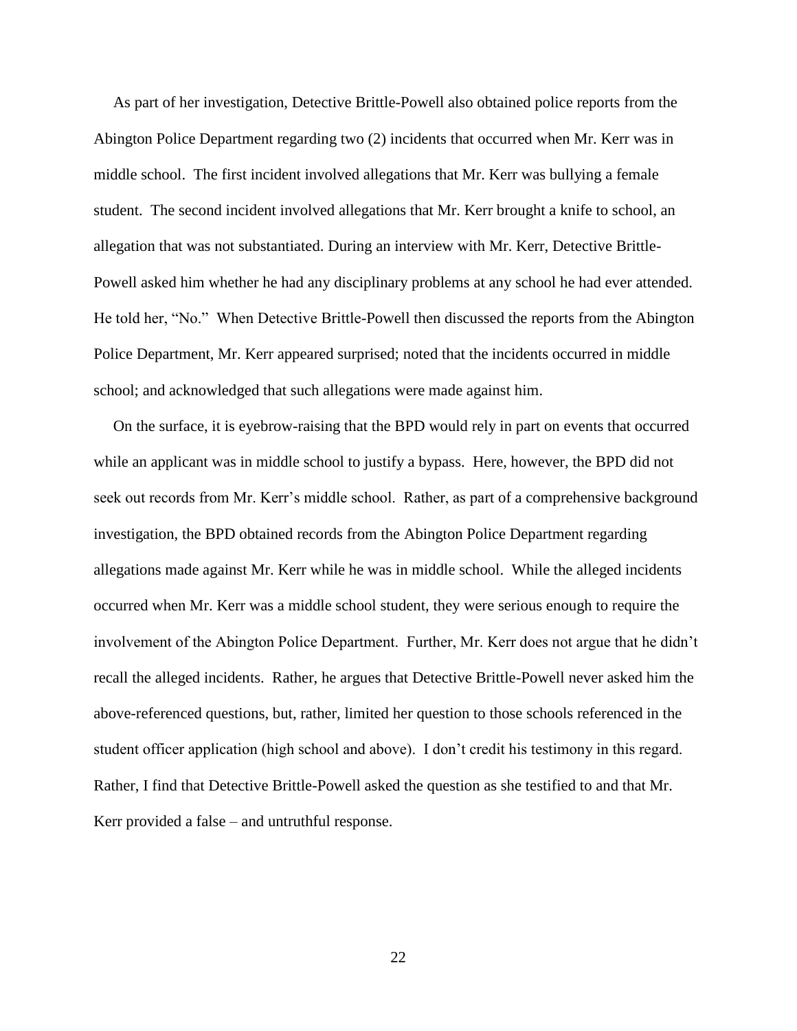As part of her investigation, Detective Brittle-Powell also obtained police reports from the Abington Police Department regarding two (2) incidents that occurred when Mr. Kerr was in middle school. The first incident involved allegations that Mr. Kerr was bullying a female student. The second incident involved allegations that Mr. Kerr brought a knife to school, an allegation that was not substantiated. During an interview with Mr. Kerr, Detective Brittle-Powell asked him whether he had any disciplinary problems at any school he had ever attended. He told her, "No." When Detective Brittle-Powell then discussed the reports from the Abington Police Department, Mr. Kerr appeared surprised; noted that the incidents occurred in middle school; and acknowledged that such allegations were made against him.

On the surface, it is eyebrow-raising that the BPD would rely in part on events that occurred while an applicant was in middle school to justify a bypass. Here, however, the BPD did not seek out records from Mr. Kerr's middle school. Rather, as part of a comprehensive background investigation, the BPD obtained records from the Abington Police Department regarding allegations made against Mr. Kerr while he was in middle school. While the alleged incidents occurred when Mr. Kerr was a middle school student, they were serious enough to require the involvement of the Abington Police Department. Further, Mr. Kerr does not argue that he didn't recall the alleged incidents. Rather, he argues that Detective Brittle-Powell never asked him the above-referenced questions, but, rather, limited her question to those schools referenced in the student officer application (high school and above). I don't credit his testimony in this regard. Rather, I find that Detective Brittle-Powell asked the question as she testified to and that Mr. Kerr provided a false – and untruthful response.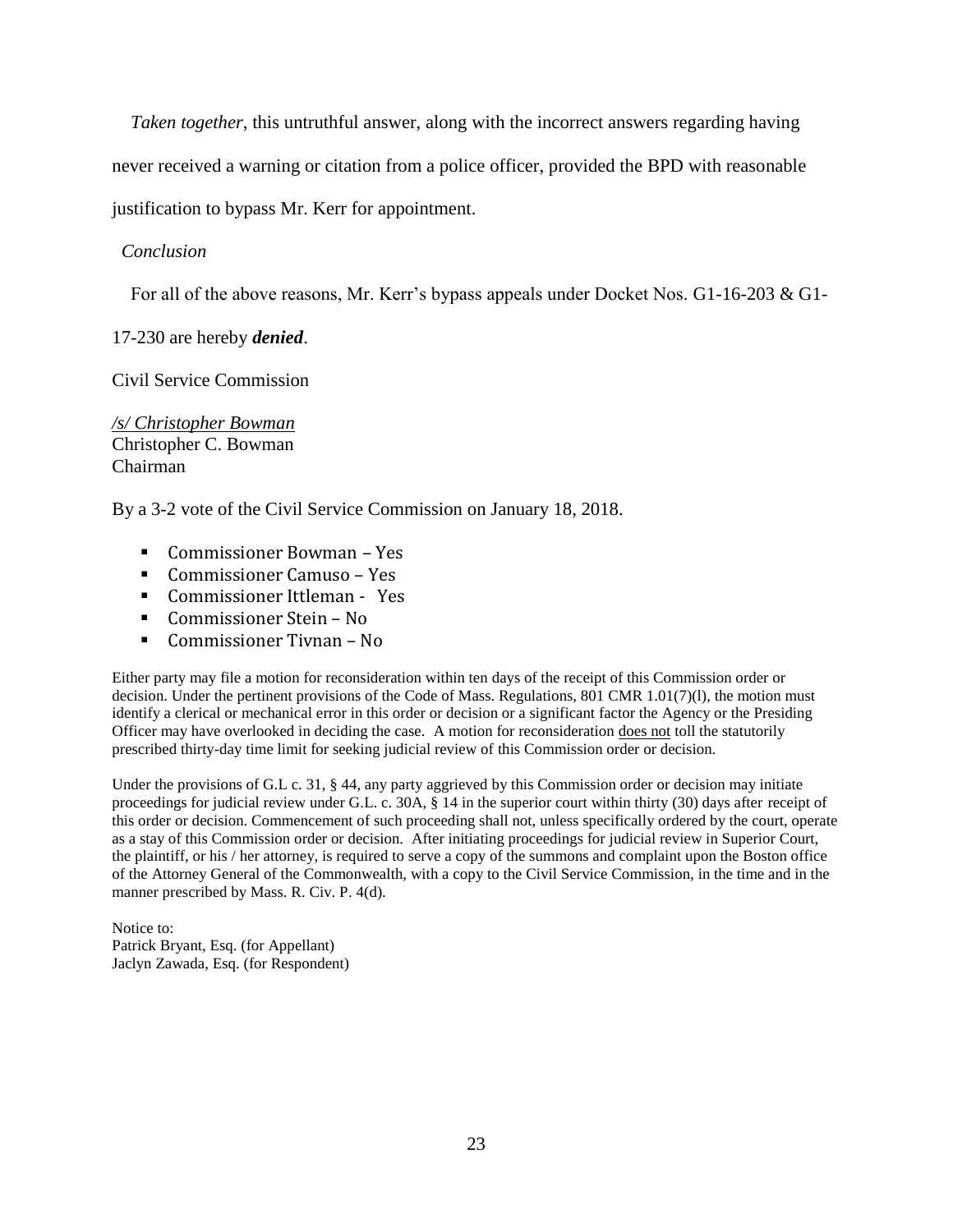*Taken together*, this untruthful answer, along with the incorrect answers regarding having never received a warning or citation from a police officer, provided the BPD with reasonable justification to bypass Mr. Kerr for appointment.

*Conclusion*

For all of the above reasons, Mr. Kerr's bypass appeals under Docket Nos. G1-16-203 & G1-17-230 are hereby ***denied***.

Civil Service Commission

*/s/ Christopher Bowman*
Christopher C. Bowman
Chairman

By a 3-2 vote of the Civil Service Commission on January 18, 2018.

- Commissioner Bowman – Yes
- Commissioner Camuso – Yes
- Commissioner Ittleman - Yes
- Commissioner Stein – No
- Commissioner Tivnan – No

Either party may file a motion for reconsideration within ten days of the receipt of this Commission order or decision. Under the pertinent provisions of the Code of Mass. Regulations, 801 CMR 1.01(7)(l), the motion must identify a clerical or mechanical error in this order or decision or a significant factor the Agency or the Presiding Officer may have overlooked in deciding the case. A motion for reconsideration does not toll the statutorily prescribed thirty-day time limit for seeking judicial review of this Commission order or decision.

Under the provisions of G.L c. 31, § 44, any party aggrieved by this Commission order or decision may initiate proceedings for judicial review under G.L. c. 30A, § 14 in the superior court within thirty (30) days after receipt of this order or decision. Commencement of such proceeding shall not, unless specifically ordered by the court, operate as a stay of this Commission order or decision. After initiating proceedings for judicial review in Superior Court, the plaintiff, or his / her attorney, is required to serve a copy of the summons and complaint upon the Boston office of the Attorney General of the Commonwealth, with a copy to the Civil Service Commission, in the time and in the manner prescribed by Mass. R. Civ. P. 4(d).

Notice to:
Patrick Bryant, Esq. (for Appellant)
Jaclyn Zawada, Esq. (for Respondent)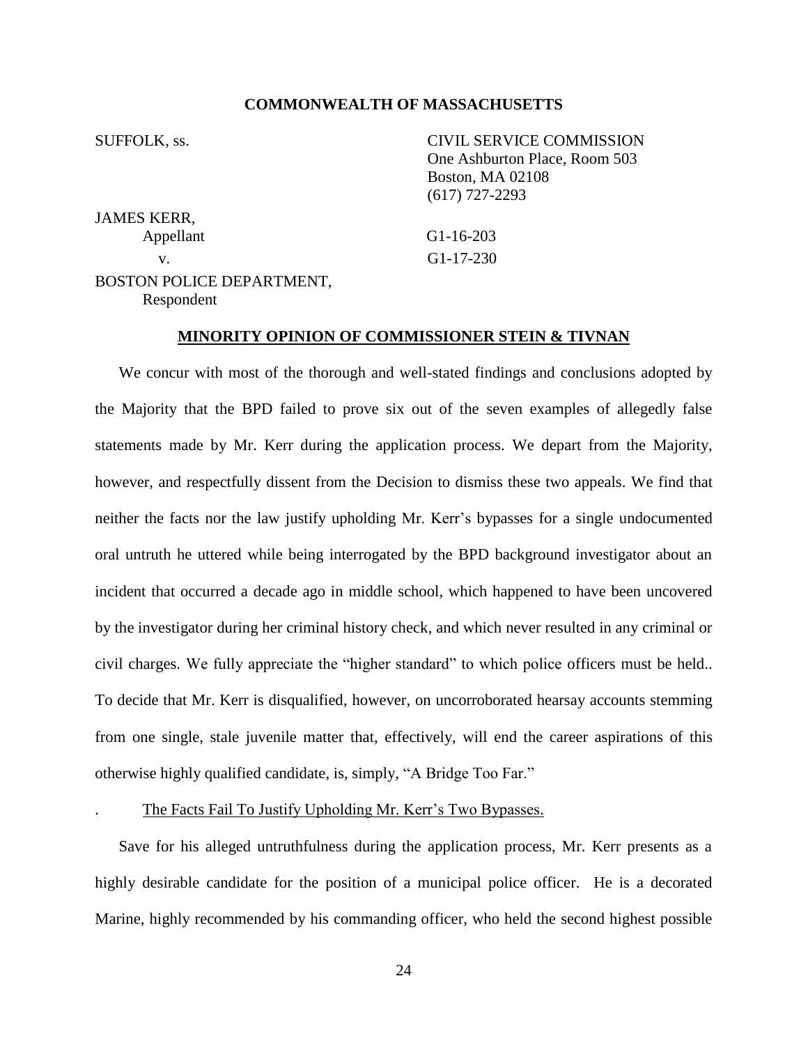**COMMONWEALTH OF MASSACHUSETTS**

SUFFOLK, ss.

CIVIL SERVICE COMMISSION
One Ashburton Place, Room 503
Boston, MA 02108
(617) 727-2293

JAMES KERR,
Appellant

G1-16-203

v.

G1-17-230

BOSTON POLICE DEPARTMENT,
Respondent

**MINORITY OPINION OF COMMISSIONER STEIN & TIVNAN**

We concur with most of the thorough and well-stated findings and conclusions adopted by the Majority that the BPD failed to prove six out of the seven examples of allegedly false statements made by Mr. Kerr during the application process. We depart from the Majority, however, and respectfully dissent from the Decision to dismiss these two appeals. We find that neither the facts nor the law justify upholding Mr. Kerr's bypasses for a single undocumented oral untruth he uttered while being interrogated by the BPD background investigator about an incident that occurred a decade ago in middle school, which happened to have been uncovered by the investigator during her criminal history check, and which never resulted in any criminal or civil charges. We fully appreciate the "higher standard" to which police officers must be held.. To decide that Mr. Kerr is disqualified, however, on uncorroborated hearsay accounts stemming from one single, stale juvenile matter that, effectively, will end the career aspirations of this otherwise highly qualified candidate, is, simply, "A Bridge Too Far."

. The Facts Fail To Justify Upholding Mr. Kerr's Two Bypasses.

Save for his alleged untruthfulness during the application process, Mr. Kerr presents as a highly desirable candidate for the position of a municipal police officer. He is a decorated Marine, highly recommended by his commanding officer, who held the second highest possible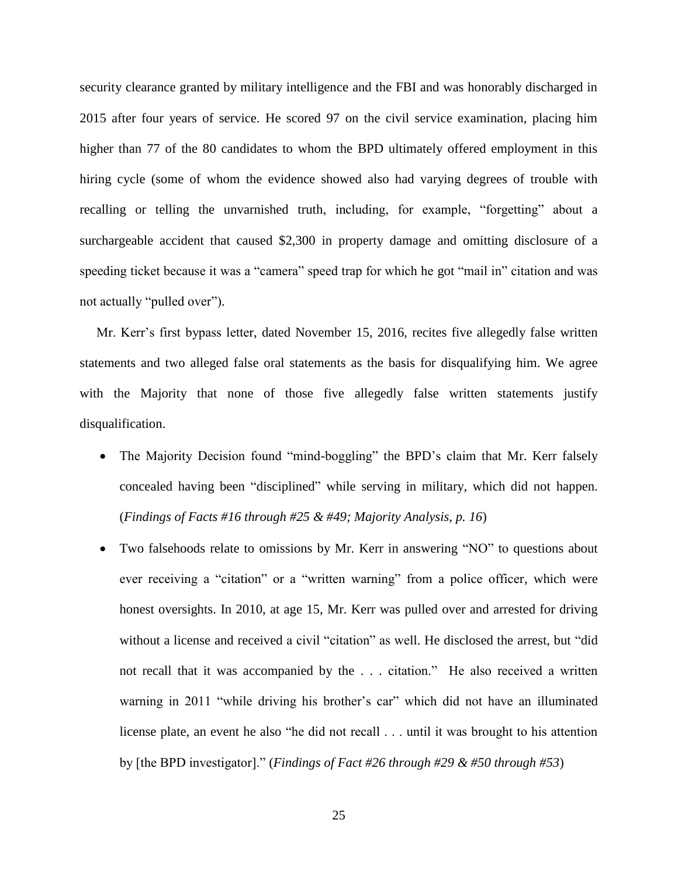security clearance granted by military intelligence and the FBI and was honorably discharged in 2015 after four years of service. He scored 97 on the civil service examination, placing him higher than 77 of the 80 candidates to whom the BPD ultimately offered employment in this hiring cycle (some of whom the evidence showed also had varying degrees of trouble with recalling or telling the unvarnished truth, including, for example, "forgetting" about a surchargeable accident that caused $2,300 in property damage and omitting disclosure of a speeding ticket because it was a "camera" speed trap for which he got "mail in" citation and was not actually "pulled over").

Mr. Kerr's first bypass letter, dated November 15, 2016, recites five allegedly false written statements and two alleged false oral statements as the basis for disqualifying him. We agree with the Majority that none of those five allegedly false written statements justify disqualification.

- The Majority Decision found "mind-boggling" the BPD's claim that Mr. Kerr falsely concealed having been "disciplined" while serving in military, which did not happen. (*Findings of Facts #16 through #25 & #49; Majority Analysis, p. 16*)
- Two falsehoods relate to omissions by Mr. Kerr in answering "NO" to questions about ever receiving a "citation" or a "written warning" from a police officer, which were honest oversights. In 2010, at age 15, Mr. Kerr was pulled over and arrested for driving without a license and received a civil "citation" as well. He disclosed the arrest, but "did not recall that it was accompanied by the . . . citation." He also received a written warning in 2011 "while driving his brother's car" which did not have an illuminated license plate, an event he also "he did not recall . . . until it was brought to his attention by [the BPD investigator]." (*Findings of Fact #26 through #29 & #50 through #53*)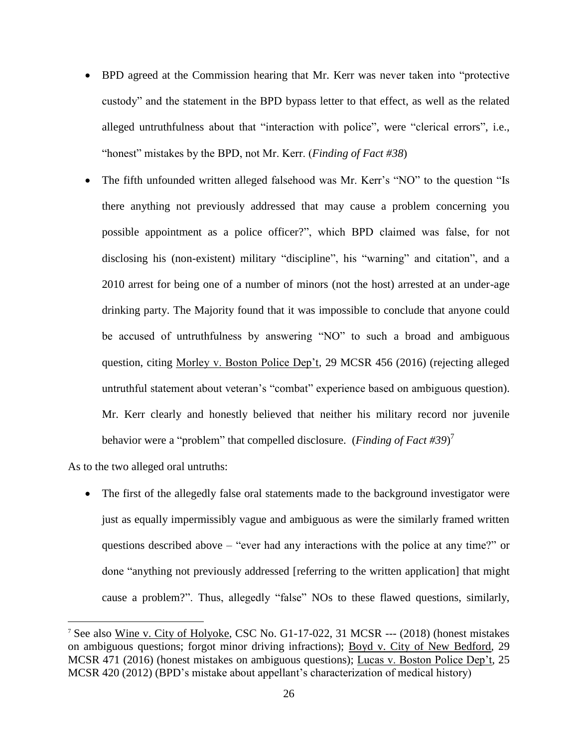- BPD agreed at the Commission hearing that Mr. Kerr was never taken into "protective custody" and the statement in the BPD bypass letter to that effect, as well as the related alleged untruthfulness about that "interaction with police", were "clerical errors", i.e., "honest" mistakes by the BPD, not Mr. Kerr. (*Finding of Fact #38*)

- The fifth unfounded written alleged falsehood was Mr. Kerr's "NO" to the question "Is there anything not previously addressed that may cause a problem concerning you possible appointment as a police officer?", which BPD claimed was false, for not disclosing his (non-existent) military "discipline", his "warning" and citation", and a 2010 arrest for being one of a number of minors (not the host) arrested at an under-age drinking party. The Majority found that it was impossible to conclude that anyone could be accused of untruthfulness by answering "NO" to such a broad and ambiguous question, citing Morley v. Boston Police Dep't, 29 MCSR 456 (2016) (rejecting alleged untruthful statement about veteran's "combat" experience based on ambiguous question). Mr. Kerr clearly and honestly believed that neither his military record nor juvenile behavior were a "problem" that compelled disclosure. (*Finding of Fact #39*)[7]

As to the two alleged oral untruths:

- The first of the allegedly false oral statements made to the background investigator were just as equally impermissibly vague and ambiguous as were the similarly framed written questions described above – "ever had any interactions with the police at any time?" or done "anything not previously addressed [referring to the written application] that might cause a problem?". Thus, allegedly "false" NOs to these flawed questions, similarly,

[7] See also Wine v. City of Holyoke, CSC No. G1-17-022, 31 MCSR --- (2018) (honest mistakes on ambiguous questions; forgot minor driving infractions); Boyd v. City of New Bedford, 29 MCSR 471 (2016) (honest mistakes on ambiguous questions); Lucas v. Boston Police Dep't, 25 MCSR 420 (2012) (BPD's mistake about appellant's characterization of medical history)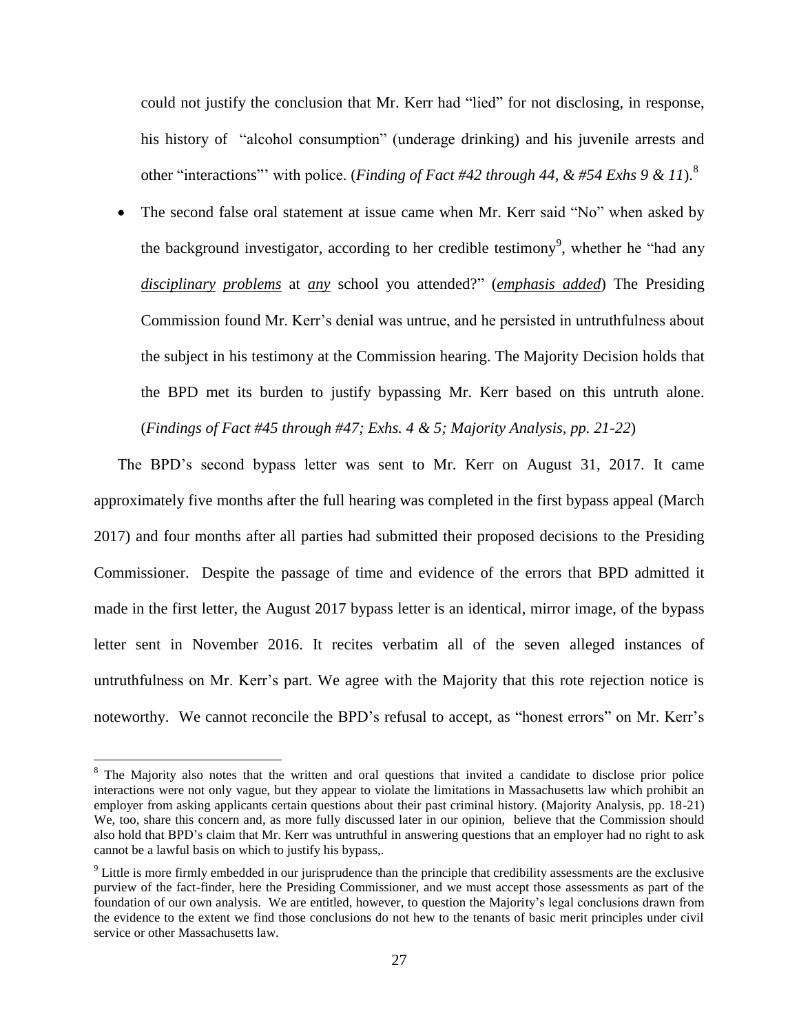could not justify the conclusion that Mr. Kerr had "lied" for not disclosing, in response, his history of "alcohol consumption" (underage drinking) and his juvenile arrests and other "interactions"' with police. (*Finding of Fact #42 through 44, & #54 Exhs 9 & 11*).[8]

- The second false oral statement at issue came when Mr. Kerr said "No" when asked by the background investigator, according to her credible testimony[9], whether he "had any ***disciplinary*** ***problems*** at ***any*** school you attended?" (***emphasis added***) The Presiding Commission found Mr. Kerr's denial was untrue, and he persisted in untruthfulness about the subject in his testimony at the Commission hearing. The Majority Decision holds that the BPD met its burden to justify bypassing Mr. Kerr based on this untruth alone. (*Findings of Fact #45 through #47; Exhs. 4 & 5; Majority Analysis, pp. 21-22*)

The BPD's second bypass letter was sent to Mr. Kerr on August 31, 2017. It came approximately five months after the full hearing was completed in the first bypass appeal (March 2017) and four months after all parties had submitted their proposed decisions to the Presiding Commissioner. Despite the passage of time and evidence of the errors that BPD admitted it made in the first letter, the August 2017 bypass letter is an identical, mirror image, of the bypass letter sent in November 2016. It recites verbatim all of the seven alleged instances of untruthfulness on Mr. Kerr's part. We agree with the Majority that this rote rejection notice is noteworthy. We cannot reconcile the BPD's refusal to accept, as "honest errors" on Mr. Kerr's

---

[8] The Majority also notes that the written and oral questions that invited a candidate to disclose prior police interactions were not only vague, but they appear to violate the limitations in Massachusetts law which prohibit an employer from asking applicants certain questions about their past criminal history. (Majority Analysis, pp. 18-21) We, too, share this concern and, as more fully discussed later in our opinion, believe that the Commission should also hold that BPD's claim that Mr. Kerr was untruthful in answering questions that an employer had no right to ask cannot be a lawful basis on which to justify his bypass,.

[9] Little is more firmly embedded in our jurisprudence than the principle that credibility assessments are the exclusive purview of the fact-finder, here the Presiding Commissioner, and we must accept those assessments as part of the foundation of our own analysis. We are entitled, however, to question the Majority's legal conclusions drawn from the evidence to the extent we find those conclusions do not hew to the tenants of basic merit principles under civil service or other Massachusetts law.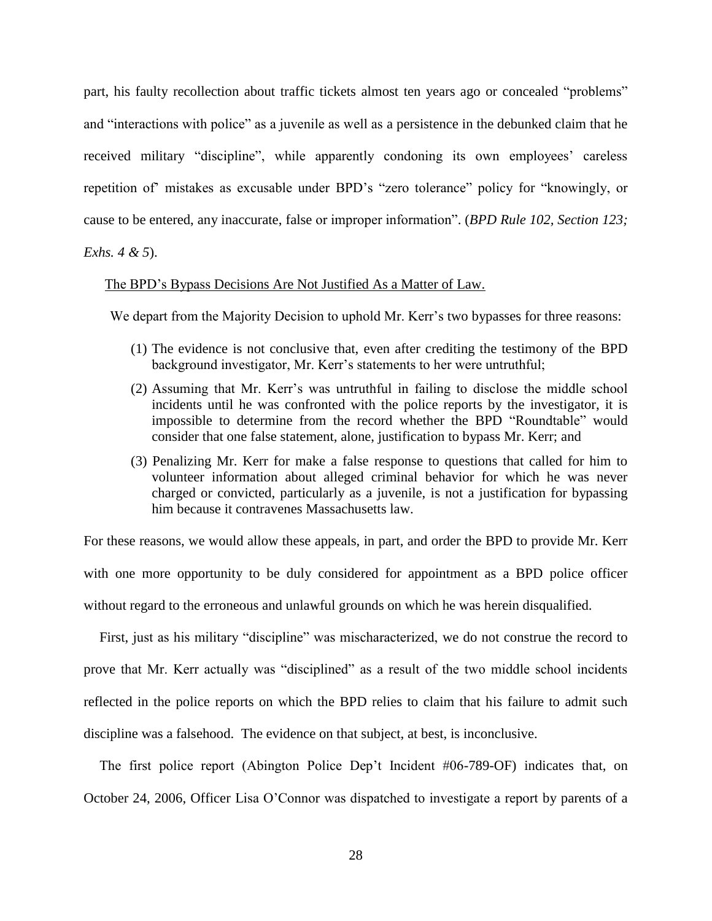part, his faulty recollection about traffic tickets almost ten years ago or concealed "problems" and "interactions with police" as a juvenile as well as a persistence in the debunked claim that he received military "discipline", while apparently condoning its own employees' careless repetition of" mistakes as excusable under BPD's "zero tolerance" policy for "knowingly, or cause to be entered, any inaccurate, false or improper information". (*BPD Rule 102, Section 123; Exhs. 4 & 5*).

<u>The BPD's Bypass Decisions Are Not Justified As a Matter of Law.</u>

We depart from the Majority Decision to uphold Mr. Kerr's two bypasses for three reasons:

(1) The evidence is not conclusive that, even after crediting the testimony of the BPD background investigator, Mr. Kerr's statements to her were untruthful;

(2) Assuming that Mr. Kerr's was untruthful in failing to disclose the middle school incidents until he was confronted with the police reports by the investigator, it is impossible to determine from the record whether the BPD "Roundtable" would consider that one false statement, alone, justification to bypass Mr. Kerr; and

(3) Penalizing Mr. Kerr for make a false response to questions that called for him to volunteer information about alleged criminal behavior for which he was never charged or convicted, particularly as a juvenile, is not a justification for bypassing him because it contravenes Massachusetts law.

For these reasons, we would allow these appeals, in part, and order the BPD to provide Mr. Kerr with one more opportunity to be duly considered for appointment as a BPD police officer without regard to the erroneous and unlawful grounds on which he was herein disqualified.

First, just as his military "discipline" was mischaracterized, we do not construe the record to prove that Mr. Kerr actually was "disciplined" as a result of the two middle school incidents reflected in the police reports on which the BPD relies to claim that his failure to admit such discipline was a falsehood. The evidence on that subject, at best, is inconclusive.

The first police report (Abington Police Dep't Incident #06-789-OF) indicates that, on October 24, 2006, Officer Lisa O'Connor was dispatched to investigate a report by parents of a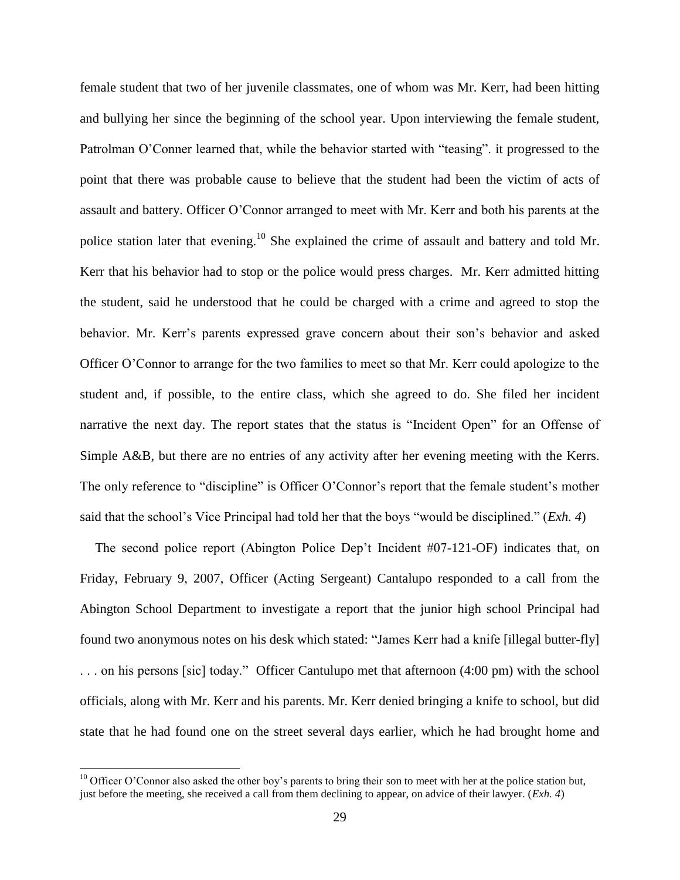female student that two of her juvenile classmates, one of whom was Mr. Kerr, had been hitting and bullying her since the beginning of the school year. Upon interviewing the female student, Patrolman O'Conner learned that, while the behavior started with "teasing". it progressed to the point that there was probable cause to believe that the student had been the victim of acts of assault and battery. Officer O'Connor arranged to meet with Mr. Kerr and both his parents at the police station later that evening.[10] She explained the crime of assault and battery and told Mr. Kerr that his behavior had to stop or the police would press charges. Mr. Kerr admitted hitting the student, said he understood that he could be charged with a crime and agreed to stop the behavior. Mr. Kerr's parents expressed grave concern about their son's behavior and asked Officer O'Connor to arrange for the two families to meet so that Mr. Kerr could apologize to the student and, if possible, to the entire class, which she agreed to do. She filed her incident narrative the next day. The report states that the status is "Incident Open" for an Offense of Simple A&B, but there are no entries of any activity after her evening meeting with the Kerrs. The only reference to "discipline" is Officer O'Connor's report that the female student's mother said that the school's Vice Principal had told her that the boys "would be disciplined." (*Exh. 4*)

The second police report (Abington Police Dep't Incident #07-121-OF) indicates that, on Friday, February 9, 2007, Officer (Acting Sergeant) Cantalupo responded to a call from the Abington School Department to investigate a report that the junior high school Principal had found two anonymous notes on his desk which stated: "James Kerr had a knife [illegal butter-fly] . . . on his persons [sic] today." Officer Cantulupo met that afternoon (4:00 pm) with the school officials, along with Mr. Kerr and his parents. Mr. Kerr denied bringing a knife to school, but did state that he had found one on the street several days earlier, which he had brought home and

[10] Officer O'Connor also asked the other boy's parents to bring their son to meet with her at the police station but, just before the meeting, she received a call from them declining to appear, on advice of their lawyer. (*Exh. 4*)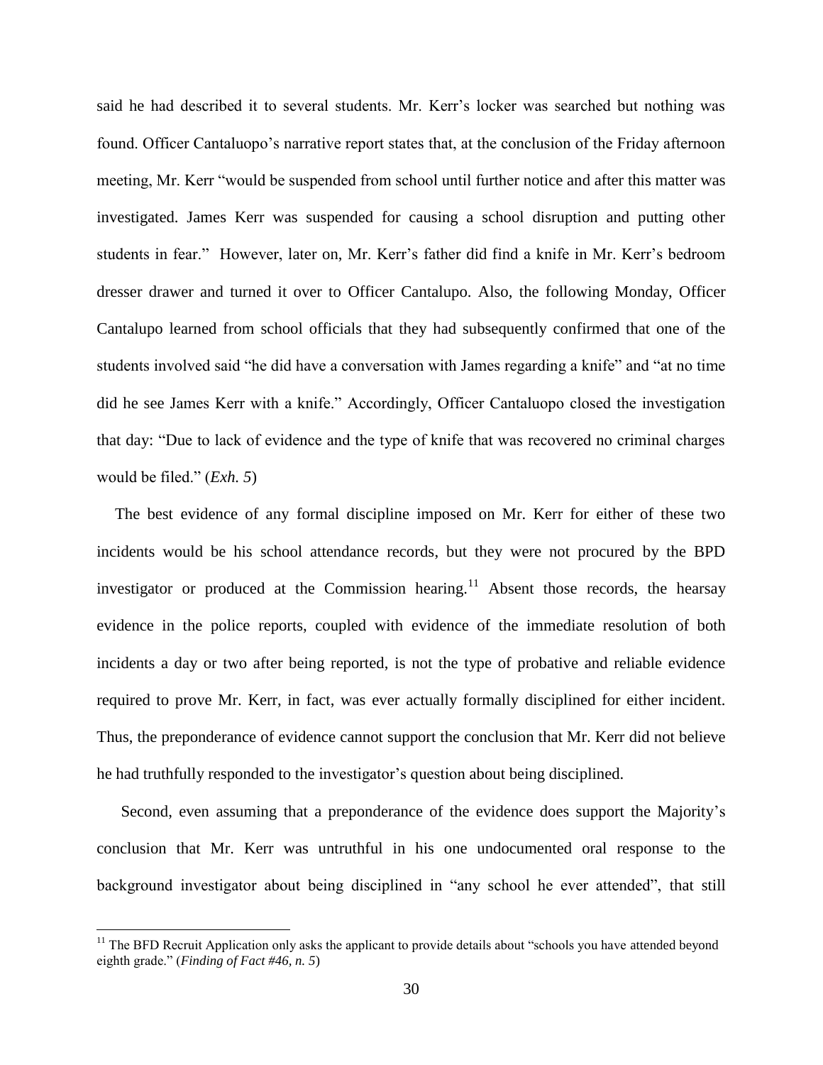said he had described it to several students. Mr. Kerr's locker was searched but nothing was found. Officer Cantaluopo's narrative report states that, at the conclusion of the Friday afternoon meeting, Mr. Kerr "would be suspended from school until further notice and after this matter was investigated. James Kerr was suspended for causing a school disruption and putting other students in fear." However, later on, Mr. Kerr's father did find a knife in Mr. Kerr's bedroom dresser drawer and turned it over to Officer Cantalupo. Also, the following Monday, Officer Cantalupo learned from school officials that they had subsequently confirmed that one of the students involved said "he did have a conversation with James regarding a knife" and "at no time did he see James Kerr with a knife." Accordingly, Officer Cantaluopo closed the investigation that day: "Due to lack of evidence and the type of knife that was recovered no criminal charges would be filed." (*Exh. 5*)

The best evidence of any formal discipline imposed on Mr. Kerr for either of these two incidents would be his school attendance records, but they were not procured by the BPD investigator or produced at the Commission hearing.[11] Absent those records, the hearsay evidence in the police reports, coupled with evidence of the immediate resolution of both incidents a day or two after being reported, is not the type of probative and reliable evidence required to prove Mr. Kerr, in fact, was ever actually formally disciplined for either incident. Thus, the preponderance of evidence cannot support the conclusion that Mr. Kerr did not believe he had truthfully responded to the investigator's question about being disciplined.

Second, even assuming that a preponderance of the evidence does support the Majority's conclusion that Mr. Kerr was untruthful in his one undocumented oral response to the background investigator about being disciplined in "any school he ever attended", that still

---

[11] The BFD Recruit Application only asks the applicant to provide details about "schools you have attended beyond eighth grade." (*Finding of Fact #46, n. 5*)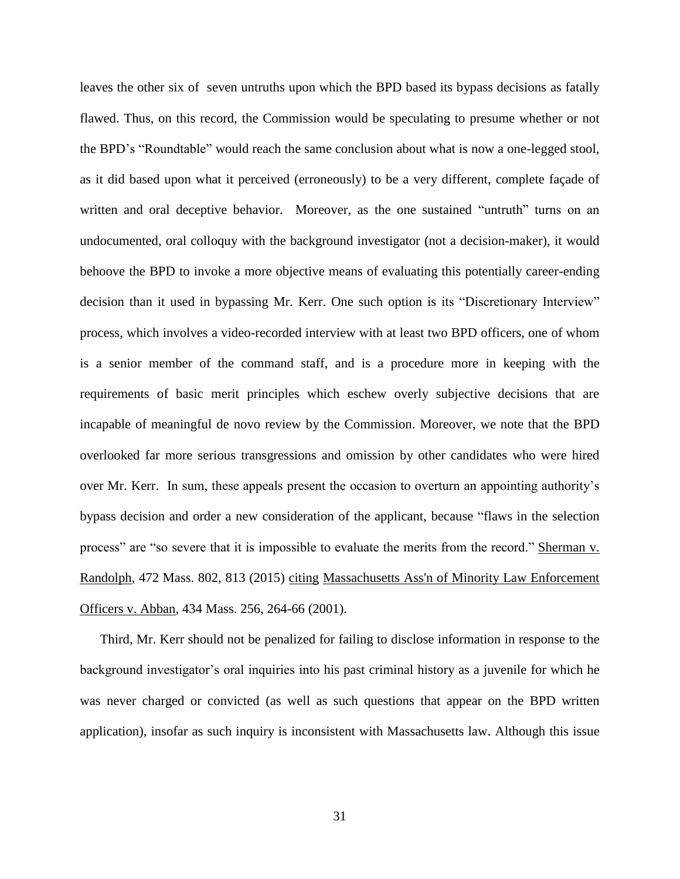leaves the other six of  seven untruths upon which the BPD based its bypass decisions as fatally flawed. Thus, on this record, the Commission would be speculating to presume whether or not the BPD's "Roundtable" would reach the same conclusion about what is now a one-legged stool, as it did based upon what it perceived (erroneously) to be a very different, complete façade of written and oral deceptive behavior.  Moreover, as the one sustained "untruth" turns on an undocumented, oral colloquy with the background investigator (not a decision-maker), it would behoove the BPD to invoke a more objective means of evaluating this potentially career-ending decision than it used in bypassing Mr. Kerr. One such option is its "Discretionary Interview" process, which involves a video-recorded interview with at least two BPD officers, one of whom is a senior member of the command staff, and is a procedure more in keeping with the requirements of basic merit principles which eschew overly subjective decisions that are incapable of meaningful de novo review by the Commission. Moreover, we note that the BPD overlooked far more serious transgressions and omission by other candidates who were hired over Mr. Kerr.  In sum, these appeals present the occasion to overturn an appointing authority's bypass decision and order a new consideration of the applicant, because "flaws in the selection process" are "so severe that it is impossible to evaluate the merits from the record." Sherman v. Randolph, 472 Mass. 802, 813 (2015) citing Massachusetts Ass'n of Minority Law Enforcement Officers v. Abban, 434 Mass. 256, 264-66 (2001).

Third, Mr. Kerr should not be penalized for failing to disclose information in response to the background investigator's oral inquiries into his past criminal history as a juvenile for which he was never charged or convicted (as well as such questions that appear on the BPD written application), insofar as such inquiry is inconsistent with Massachusetts law. Although this issue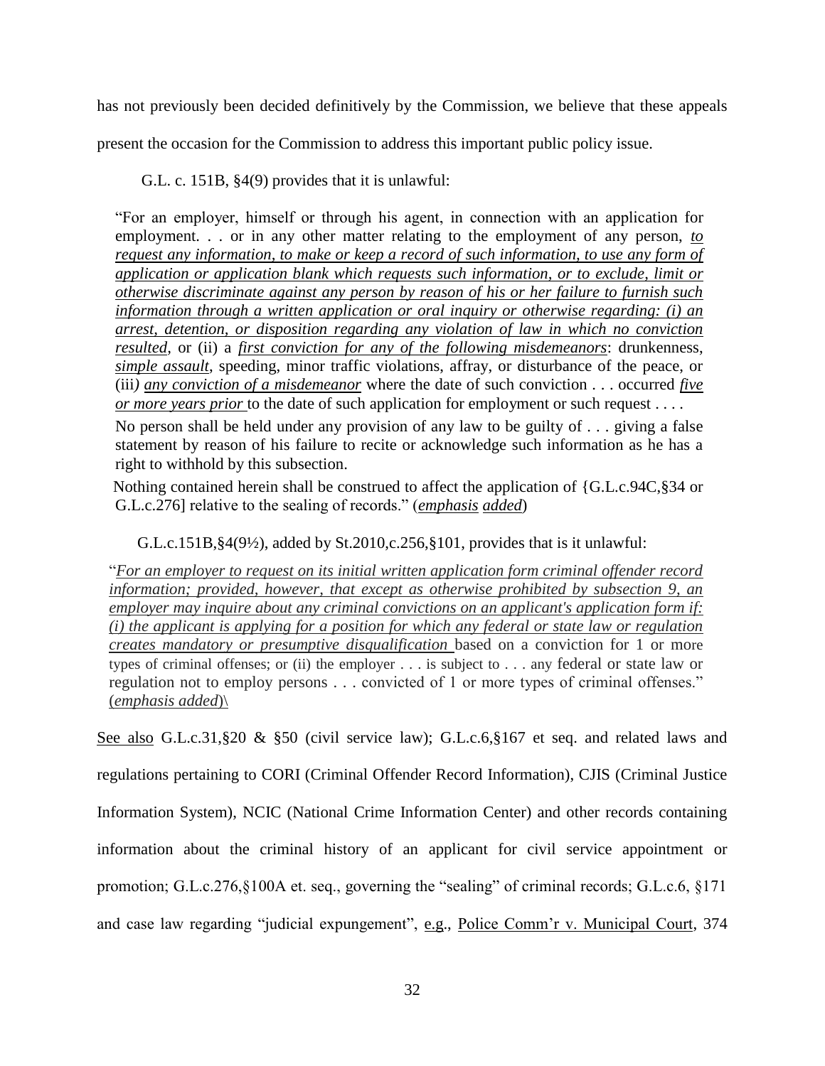has not previously been decided definitively by the Commission, we believe that these appeals present the occasion for the Commission to address this important public policy issue.

G.L. c. 151B, §4(9) provides that it is unlawful:

> "For an employer, himself or through his agent, in connection with an application for employment. . . or in any other matter relating to the employment of any person, ***to request any information, to make or keep a record of such information, to use any form of application or application blank which requests such information, or to exclude, limit or otherwise discriminate against any person by reason of his or her failure to furnish such information through a written application or oral inquiry or otherwise regarding: (i) an arrest, detention, or disposition regarding any violation of law in which no conviction resulted***, or (ii) a ***first conviction for any of the following misdemeanors***: drunkenness, ***simple assault***, speeding, minor traffic violations, affray, or disturbance of the peace, or (iii) ***any conviction of a misdemeanor*** where the date of such conviction . . . occurred ***five or more years prior*** to the date of such application for employment or such request . . . .
>
> No person shall be held under any provision of any law to be guilty of . . . giving a false statement by reason of his failure to recite or acknowledge such information as he has a right to withhold by this subsection.
>
> Nothing contained herein shall be construed to affect the application of {G.L.c.94C,§34 or G.L.c.276] relative to the sealing of records." (*emphasis* ***added***)

G.L.c.151B,§4(9½), added by St.2010,c.256,§101, provides that is it unlawful:

> "*For an employer to request on its initial written application form criminal offender record information; provided, however, that except as otherwise prohibited by subsection 9, an employer may inquire about any criminal convictions on an applicant's application form if: (i) the applicant is applying for a position for which any federal or state law or regulation creates mandatory or presumptive disqualification* based on a conviction for 1 or more types of criminal offenses; or (ii) the employer . . . is subject to . . . any federal or state law or regulation not to employ persons . . . convicted of 1 or more types of criminal offenses." (*emphasis added*)\

See also G.L.c.31,§20 & §50 (civil service law); G.L.c.6,§167 et seq. and related laws and regulations pertaining to CORI (Criminal Offender Record Information), CJIS (Criminal Justice Information System), NCIC (National Crime Information Center) and other records containing information about the criminal history of an applicant for civil service appointment or promotion; G.L.c.276,§100A et. seq., governing the "sealing" of criminal records; G.L.c.6, §171 and case law regarding "judicial expungement", e.g., Police Comm'r v. Municipal Court, 374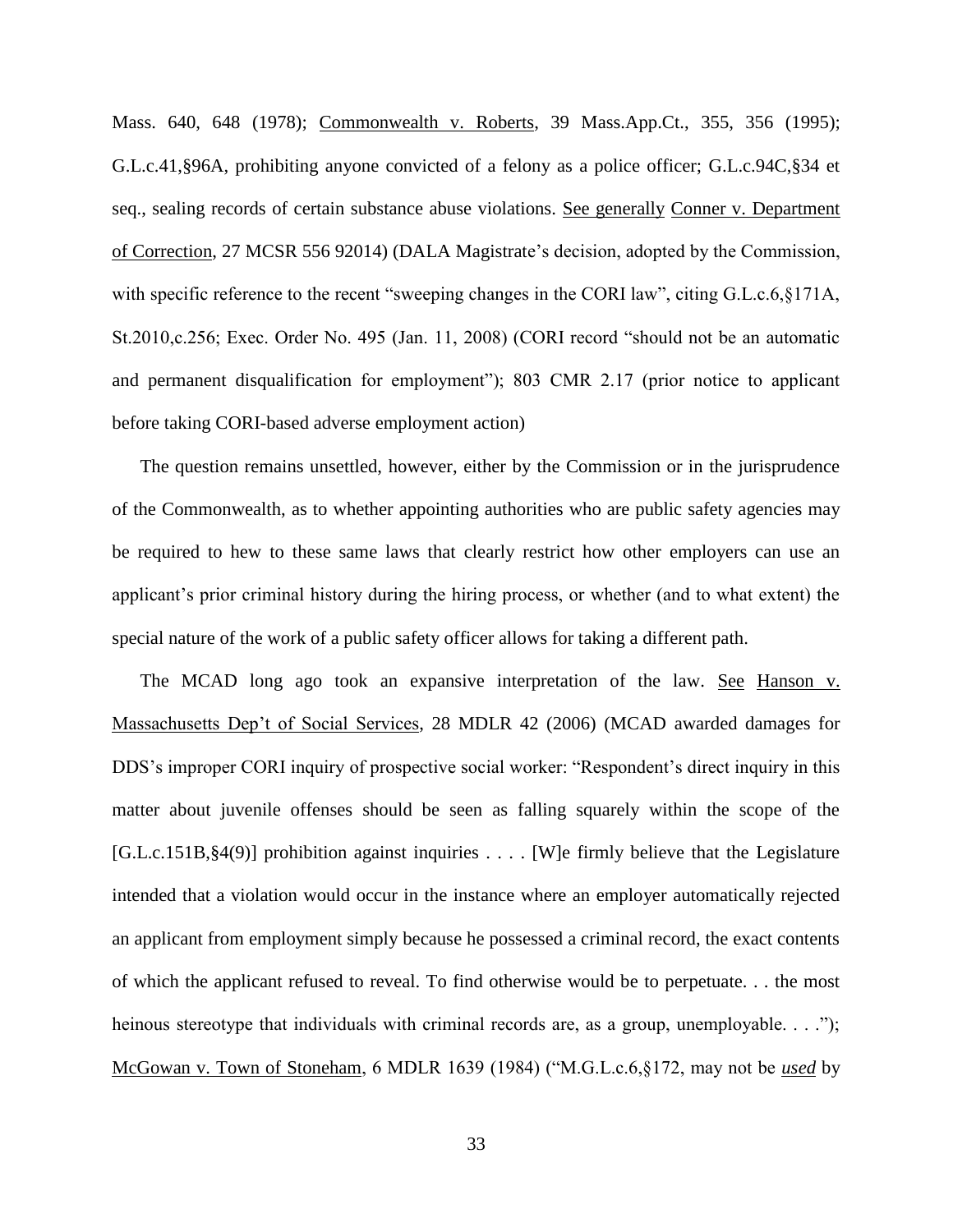Mass. 640, 648 (1978); Commonwealth v. Roberts, 39 Mass.App.Ct., 355, 356 (1995); G.L.c.41,§96A, prohibiting anyone convicted of a felony as a police officer; G.L.c.94C,§34 et seq., sealing records of certain substance abuse violations. See generally Conner v. Department of Correction, 27 MCSR 556 92014) (DALA Magistrate's decision, adopted by the Commission, with specific reference to the recent "sweeping changes in the CORI law", citing G.L.c.6,§171A, St.2010,c.256; Exec. Order No. 495 (Jan. 11, 2008) (CORI record "should not be an automatic and permanent disqualification for employment"); 803 CMR 2.17 (prior notice to applicant before taking CORI-based adverse employment action)

The question remains unsettled, however, either by the Commission or in the jurisprudence of the Commonwealth, as to whether appointing authorities who are public safety agencies may be required to hew to these same laws that clearly restrict how other employers can use an applicant's prior criminal history during the hiring process, or whether (and to what extent) the special nature of the work of a public safety officer allows for taking a different path.

The MCAD long ago took an expansive interpretation of the law. See Hanson v. Massachusetts Dep't of Social Services, 28 MDLR 42 (2006) (MCAD awarded damages for DDS's improper CORI inquiry of prospective social worker: "Respondent's direct inquiry in this matter about juvenile offenses should be seen as falling squarely within the scope of the [G.L.c.151B,§4(9)] prohibition against inquiries . . . . [W]e firmly believe that the Legislature intended that a violation would occur in the instance where an employer automatically rejected an applicant from employment simply because he possessed a criminal record, the exact contents of which the applicant refused to reveal. To find otherwise would be to perpetuate. . . the most heinous stereotype that individuals with criminal records are, as a group, unemployable. . . ."); McGowan v. Town of Stoneham, 6 MDLR 1639 (1984) ("M.G.L.c.6,§172, may not be *used* by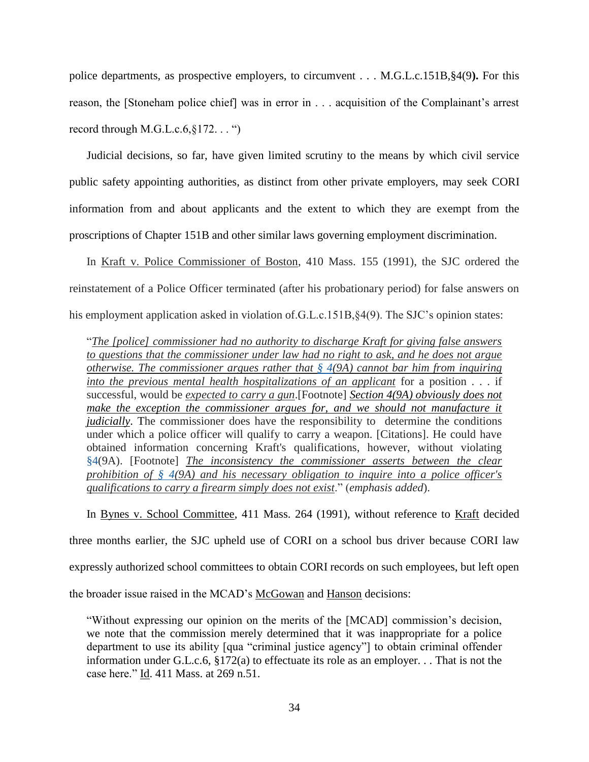police departments, as prospective employers, to circumvent . . . M.G.L.c.151B,§4(9**).** For this reason, the [Stoneham police chief] was in error in . . . acquisition of the Complainant's arrest record through M.G.L.c.6,§172. . . ")

Judicial decisions, so far, have given limited scrutiny to the means by which civil service public safety appointing authorities, as distinct from other private employers, may seek CORI information from and about applicants and the extent to which they are exempt from the proscriptions of Chapter 151B and other similar laws governing employment discrimination.

In Kraft v. Police Commissioner of Boston, 410 Mass. 155 (1991), the SJC ordered the reinstatement of a Police Officer terminated (after his probationary period) for false answers on his employment application asked in violation of.G.L.c.151B,§4(9). The SJC's opinion states:

> "*The [police] commissioner had no authority to discharge Kraft for giving false answers to questions that the commissioner under law had no right to ask, and he does not argue otherwise. The commissioner argues rather that § 4(9A) cannot bar him from inquiring into the previous mental health hospitalizations of an applicant* for a position . . . if successful, would be *expected to carry a gun*.[Footnote] ***Section 4(9A) obviously does not make the exception the commissioner argues for, and we should not manufacture it judicially***. The commissioner does have the responsibility to determine the conditions under which a police officer will qualify to carry a weapon. [Citations]. He could have obtained information concerning Kraft's qualifications, however, without violating §4(9A). [Footnote] *The inconsistency the commissioner asserts between the clear prohibition of § 4(9A) and his necessary obligation to inquire into a police officer's qualifications to carry a firearm simply does not exist*." (*emphasis added*).

In Bynes v. School Committee, 411 Mass. 264 (1991), without reference to Kraft decided three months earlier, the SJC upheld use of CORI on a school bus driver because CORI law expressly authorized school committees to obtain CORI records on such employees, but left open the broader issue raised in the MCAD's McGowan and Hanson decisions:

> "Without expressing our opinion on the merits of the [MCAD] commission's decision, we note that the commission merely determined that it was inappropriate for a police department to use its ability [qua "criminal justice agency"] to obtain criminal offender information under G.L.c.6, §172(a) to effectuate its role as an employer. . . That is not the case here." Id. 411 Mass. at 269 n.51.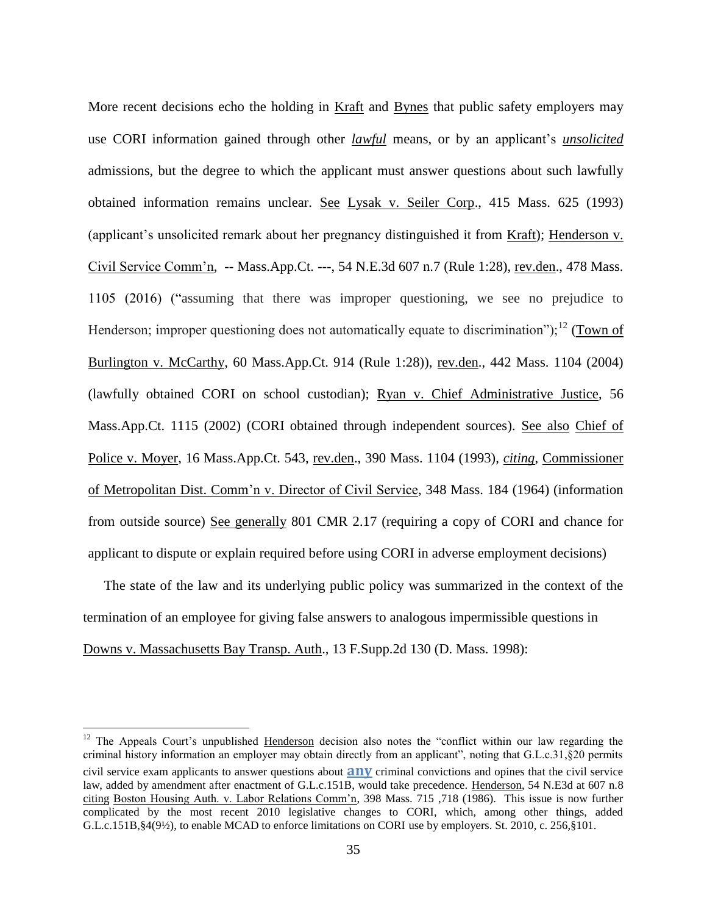More recent decisions echo the holding in Kraft and Bynes that public safety employers may use CORI information gained through other *lawful* means, or by an applicant's *unsolicited* admissions, but the degree to which the applicant must answer questions about such lawfully obtained information remains unclear. See Lysak v. Seiler Corp., 415 Mass. 625 (1993) (applicant's unsolicited remark about her pregnancy distinguished it from Kraft); Henderson v. Civil Service Comm'n, -- Mass.App.Ct. ---, 54 N.E.3d 607 n.7 (Rule 1:28), rev.den., 478 Mass. 1105 (2016) ("assuming that there was improper questioning, we see no prejudice to Henderson; improper questioning does not automatically equate to discrimination");[12] (Town of Burlington v. McCarthy, 60 Mass.App.Ct. 914 (Rule 1:28)), rev.den., 442 Mass. 1104 (2004) (lawfully obtained CORI on school custodian); Ryan v. Chief Administrative Justice, 56 Mass.App.Ct. 1115 (2002) (CORI obtained through independent sources). See also Chief of Police v. Moyer, 16 Mass.App.Ct. 543, rev.den., 390 Mass. 1104 (1993), *citing*, Commissioner of Metropolitan Dist. Comm'n v. Director of Civil Service, 348 Mass. 184 (1964) (information from outside source) See generally 801 CMR 2.17 (requiring a copy of CORI and chance for applicant to dispute or explain required before using CORI in adverse employment decisions)

The state of the law and its underlying public policy was summarized in the context of the termination of an employee for giving false answers to analogous impermissible questions in Downs v. Massachusetts Bay Transp. Auth., 13 F.Supp.2d 130 (D. Mass. 1998):

---

[12] The Appeals Court's unpublished Henderson decision also notes the "conflict within our law regarding the criminal history information an employer may obtain directly from an applicant", noting that G.L.c.31,§20 permits civil service exam applicants to answer questions about **any** criminal convictions and opines that the civil service law, added by amendment after enactment of G.L.c.151B, would take precedence. Henderson, 54 N.E3d at 607 n.8 citing Boston Housing Auth. v. Labor Relations Comm'n, 398 Mass. 715 ,718 (1986). This issue is now further complicated by the most recent 2010 legislative changes to CORI, which, among other things, added G.L.c.151B,§4(9½), to enable MCAD to enforce limitations on CORI use by employers. St. 2010, c. 256,§101.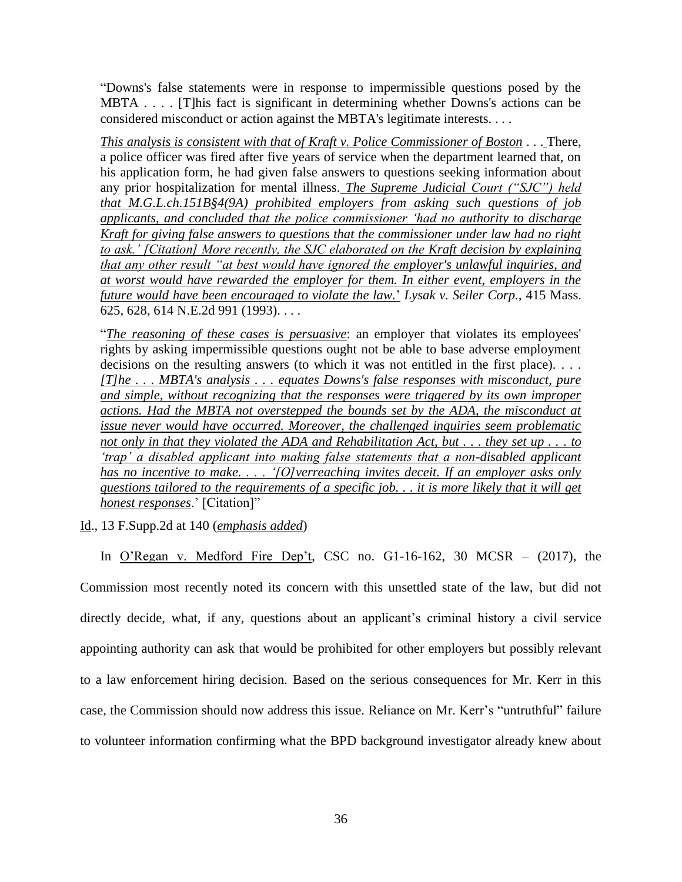"Downs's false statements were in response to impermissible questions posed by the MBTA . . . . [T]his fact is significant in determining whether Downs's actions can be considered misconduct or action against the MBTA's legitimate interests. . . .

*This analysis is consistent with that of Kraft v. Police Commissioner of Boston . . .* There, a police officer was fired after five years of service when the department learned that, on his application form, he had given false answers to questions seeking information about any prior hospitalization for mental illness. *The Supreme Judicial Court ("SJC") held that M.G.L.ch.151B§4(9A) prohibited employers from asking such questions of job applicants, and concluded that the police commissioner 'had no authority to discharge Kraft for giving false answers to questions that the commissioner under law had no right to ask.' [Citation] More recently, the SJC elaborated on the Kraft decision by explaining that any other result "at best would have ignored the employer's unlawful inquiries, and at worst would have rewarded the employer for them. In either event, employers in the future would have been encouraged to violate the law.*' *Lysak v. Seiler Corp.*, 415 Mass. 625, 628, 614 N.E.2d 991 (1993). . . .

"*The reasoning of these cases is persuasive*: an employer that violates its employees' rights by asking impermissible questions ought not be able to base adverse employment decisions on the resulting answers (to which it was not entitled in the first place). . . . *[T]he . . . MBTA's analysis . . . equates Downs's false responses with misconduct, pure and simple, without recognizing that the responses were triggered by its own improper actions. Had the MBTA not overstepped the bounds set by the ADA, the misconduct at issue never would have occurred. Moreover, the challenged inquiries seem problematic not only in that they violated the ADA and Rehabilitation Act, but . . . they set up . . . to 'trap' a disabled applicant into making false statements that a non-disabled applicant has no incentive to make. . . . '[O]verreaching invites deceit. If an employer asks only questions tailored to the requirements of a specific job. . . it is more likely that it will get honest responses*.' [Citation]"

Id., 13 F.Supp.2d at 140 (*emphasis added*)

In O'Regan v. Medford Fire Dep't, CSC no. G1-16-162, 30 MCSR – (2017), the Commission most recently noted its concern with this unsettled state of the law, but did not directly decide, what, if any, questions about an applicant's criminal history a civil service appointing authority can ask that would be prohibited for other employers but possibly relevant to a law enforcement hiring decision. Based on the serious consequences for Mr. Kerr in this case, the Commission should now address this issue. Reliance on Mr. Kerr's "untruthful" failure to volunteer information confirming what the BPD background investigator already knew about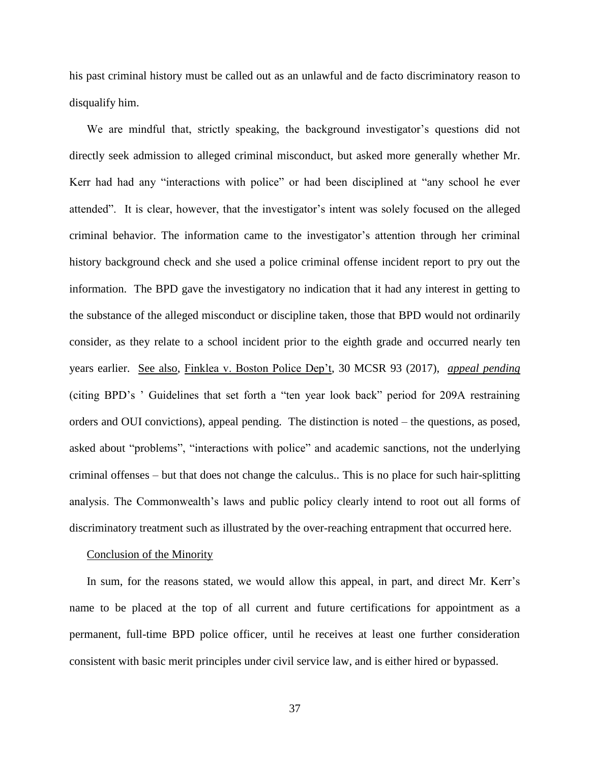his past criminal history must be called out as an unlawful and de facto discriminatory reason to disqualify him.

We are mindful that, strictly speaking, the background investigator's questions did not directly seek admission to alleged criminal misconduct, but asked more generally whether Mr. Kerr had had any "interactions with police" or had been disciplined at "any school he ever attended". It is clear, however, that the investigator's intent was solely focused on the alleged criminal behavior. The information came to the investigator's attention through her criminal history background check and she used a police criminal offense incident report to pry out the information. The BPD gave the investigatory no indication that it had any interest in getting to the substance of the alleged misconduct or discipline taken, those that BPD would not ordinarily consider, as they relate to a school incident prior to the eighth grade and occurred nearly ten years earlier. <u>See also</u>, <u>Finklea v. Boston Police Dep't</u>, 30 MCSR 93 (2017), <u>*appeal pending*</u> (citing BPD's ' Guidelines that set forth a "ten year look back" period for 209A restraining orders and OUI convictions), appeal pending. The distinction is noted – the questions, as posed, asked about "problems", "interactions with police" and academic sanctions, not the underlying criminal offenses – but that does not change the calculus.. This is no place for such hair-splitting analysis. The Commonwealth's laws and public policy clearly intend to root out all forms of discriminatory treatment such as illustrated by the over-reaching entrapment that occurred here.

<u>Conclusion of the Minority</u>

In sum, for the reasons stated, we would allow this appeal, in part, and direct Mr. Kerr's name to be placed at the top of all current and future certifications for appointment as a permanent, full-time BPD police officer, until he receives at least one further consideration consistent with basic merit principles under civil service law, and is either hired or bypassed.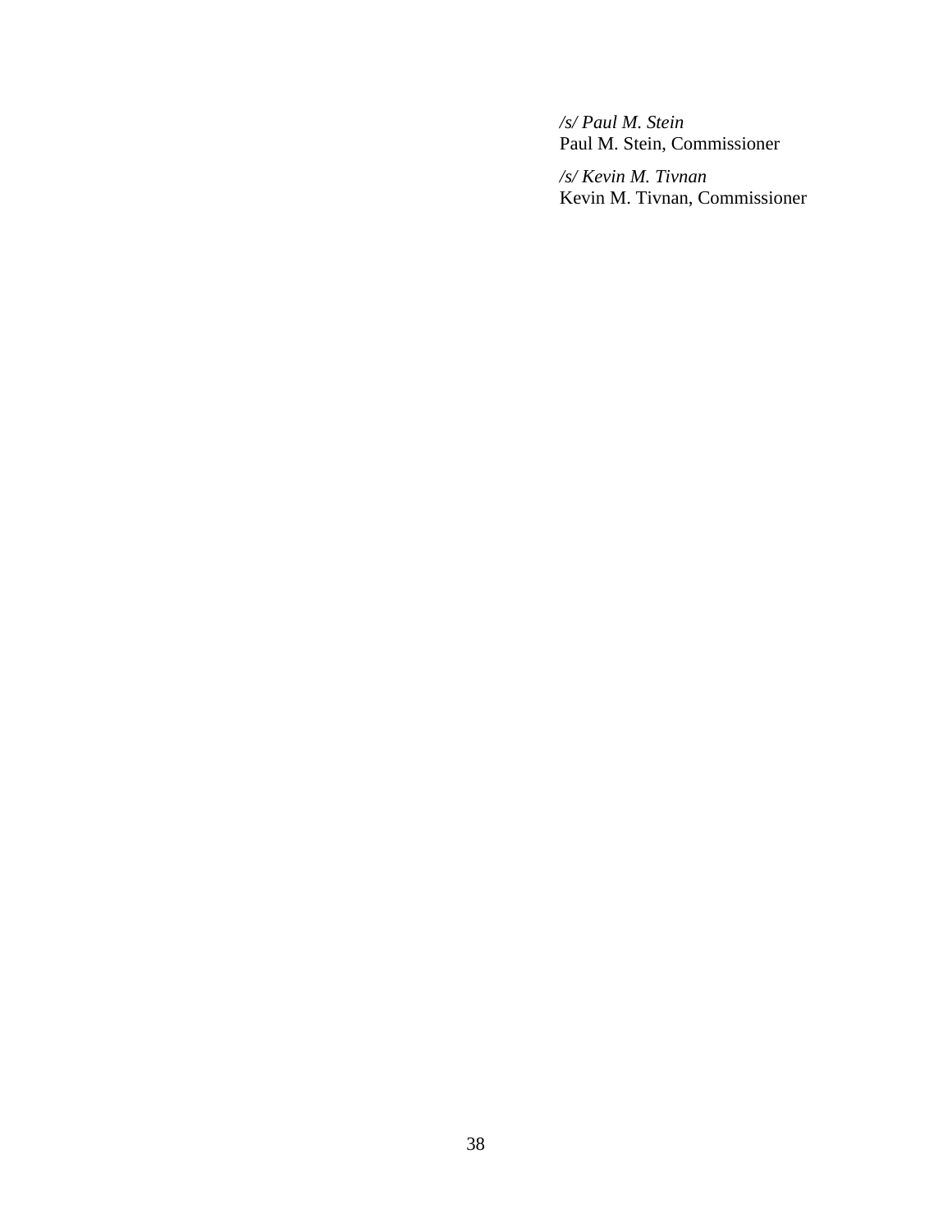*/s/ Paul M. Stein*
Paul M. Stein, Commissioner

*/s/ Kevin M. Tivnan*
Kevin M. Tivnan, Commissioner